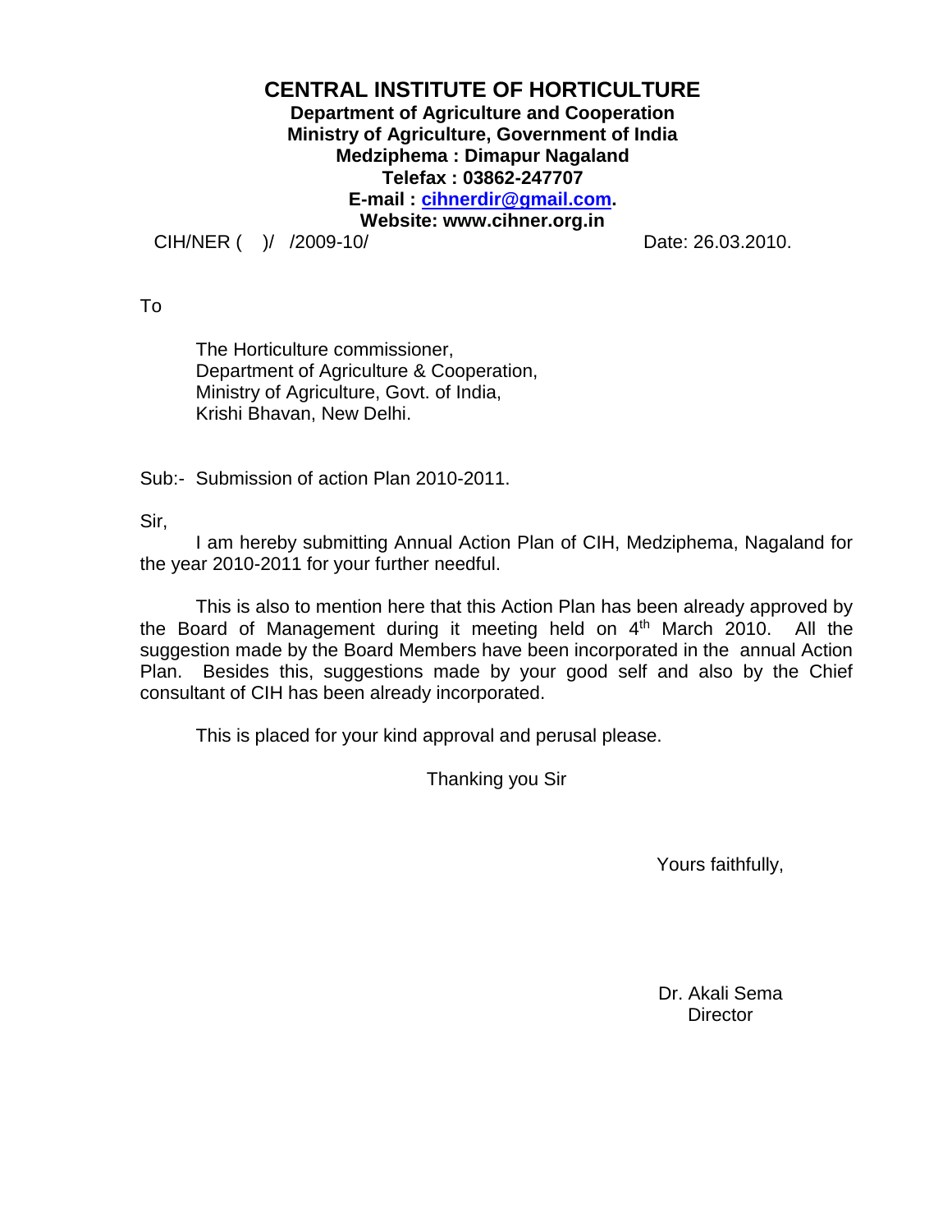# CENTRAL INSTITUTE OF HORTICULTURE

**Department of Agriculture and Cooperation**
**Ministry of Agriculture, Government of India**
**Medziphema : Dimapur Nagaland**
**Telefax : 03862-247707**
**E-mail : cihnerdir@gmail.com.**
**Website: www.cihner.org.in**

CIH/NER (   )/   /2009-10/                                        Date: 26.03.2010.

To

The Horticulture commissioner,
Department of Agriculture & Cooperation,
Ministry of Agriculture, Govt. of India,
Krishi Bhavan, New Delhi.

Sub:- Submission of action Plan 2010-2011.

Sir,

I am hereby submitting Annual Action Plan of CIH, Medziphema, Nagaland for the year 2010-2011 for your further needful.

This is also to mention here that this Action Plan has been already approved by the Board of Management during it meeting held on 4th March 2010. All the suggestion made by the Board Members have been incorporated in the annual Action Plan. Besides this, suggestions made by your good self and also by the Chief consultant of CIH has been already incorporated.

This is placed for your kind approval and perusal please.

Thanking you Sir

Yours faithfully,

Dr. Akali Sema
Director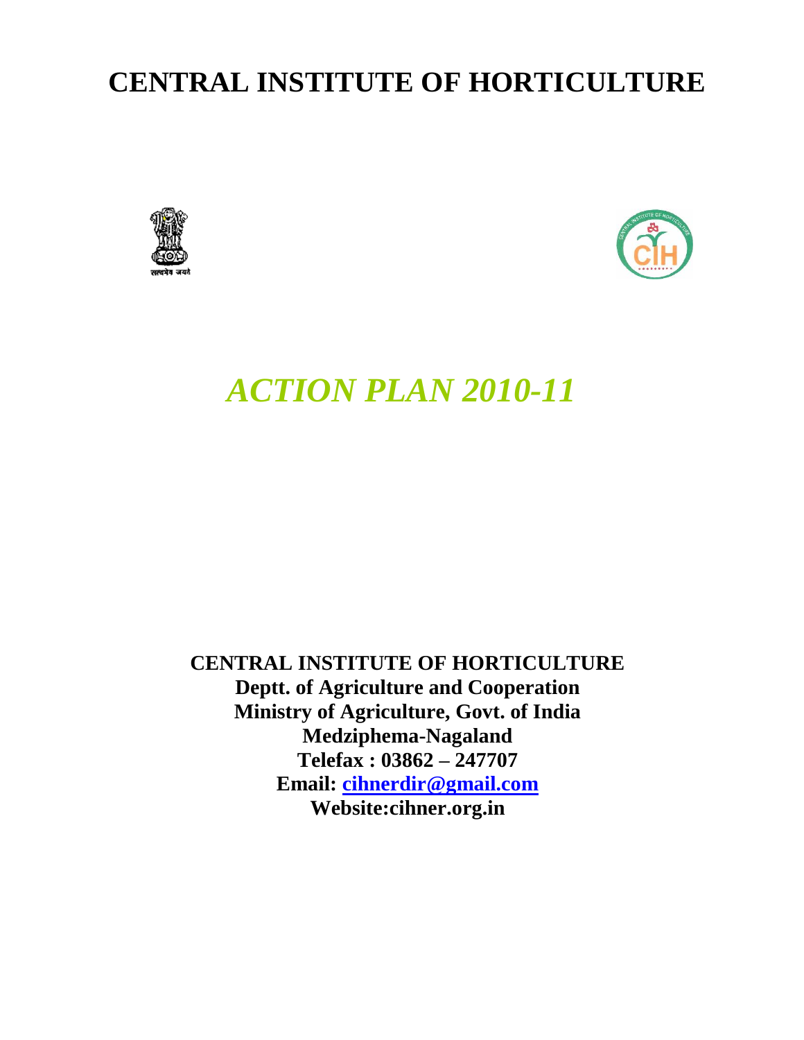# CENTRAL INSTITUTE OF HORTICULTURE

# *ACTION PLAN 2010-11*

**CENTRAL INSTITUTE OF HORTICULTURE**
**Deptt. of Agriculture and Cooperation**
**Ministry of Agriculture, Govt. of India**
**Medziphema-Nagaland**
**Telefax : 03862 – 247707**
**Email: cihnerdir@gmail.com**
**Website:cihner.org.in**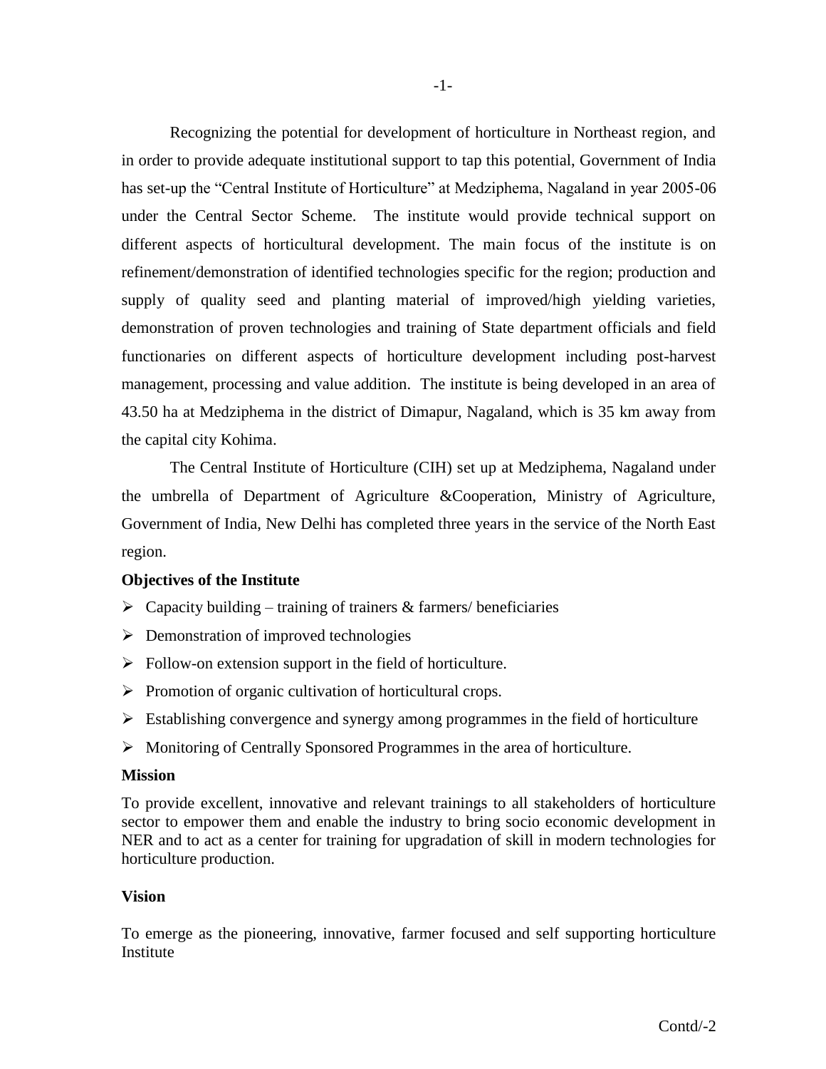Recognizing the potential for development of horticulture in Northeast region, and in order to provide adequate institutional support to tap this potential, Government of India has set-up the "Central Institute of Horticulture" at Medziphema, Nagaland in year 2005-06 under the Central Sector Scheme. The institute would provide technical support on different aspects of horticultural development. The main focus of the institute is on refinement/demonstration of identified technologies specific for the region; production and supply of quality seed and planting material of improved/high yielding varieties, demonstration of proven technologies and training of State department officials and field functionaries on different aspects of horticulture development including post-harvest management, processing and value addition. The institute is being developed in an area of 43.50 ha at Medziphema in the district of Dimapur, Nagaland, which is 35 km away from the capital city Kohima.

The Central Institute of Horticulture (CIH) set up at Medziphema, Nagaland under the umbrella of Department of Agriculture &Cooperation, Ministry of Agriculture, Government of India, New Delhi has completed three years in the service of the North East region.

**Objectives of the Institute**

- Capacity building – training of trainers & farmers/ beneficiaries
- Demonstration of improved technologies
- Follow-on extension support in the field of horticulture.
- Promotion of organic cultivation of horticultural crops.
- Establishing convergence and synergy among programmes in the field of horticulture
- Monitoring of Centrally Sponsored Programmes in the area of horticulture.

**Mission**

To provide excellent, innovative and relevant trainings to all stakeholders of horticulture sector to empower them and enable the industry to bring socio economic development in NER and to act as a center for training for upgradation of skill in modern technologies for horticulture production.

**Vision**

To emerge as the pioneering, innovative, farmer focused and self supporting horticulture Institute

Contd/-2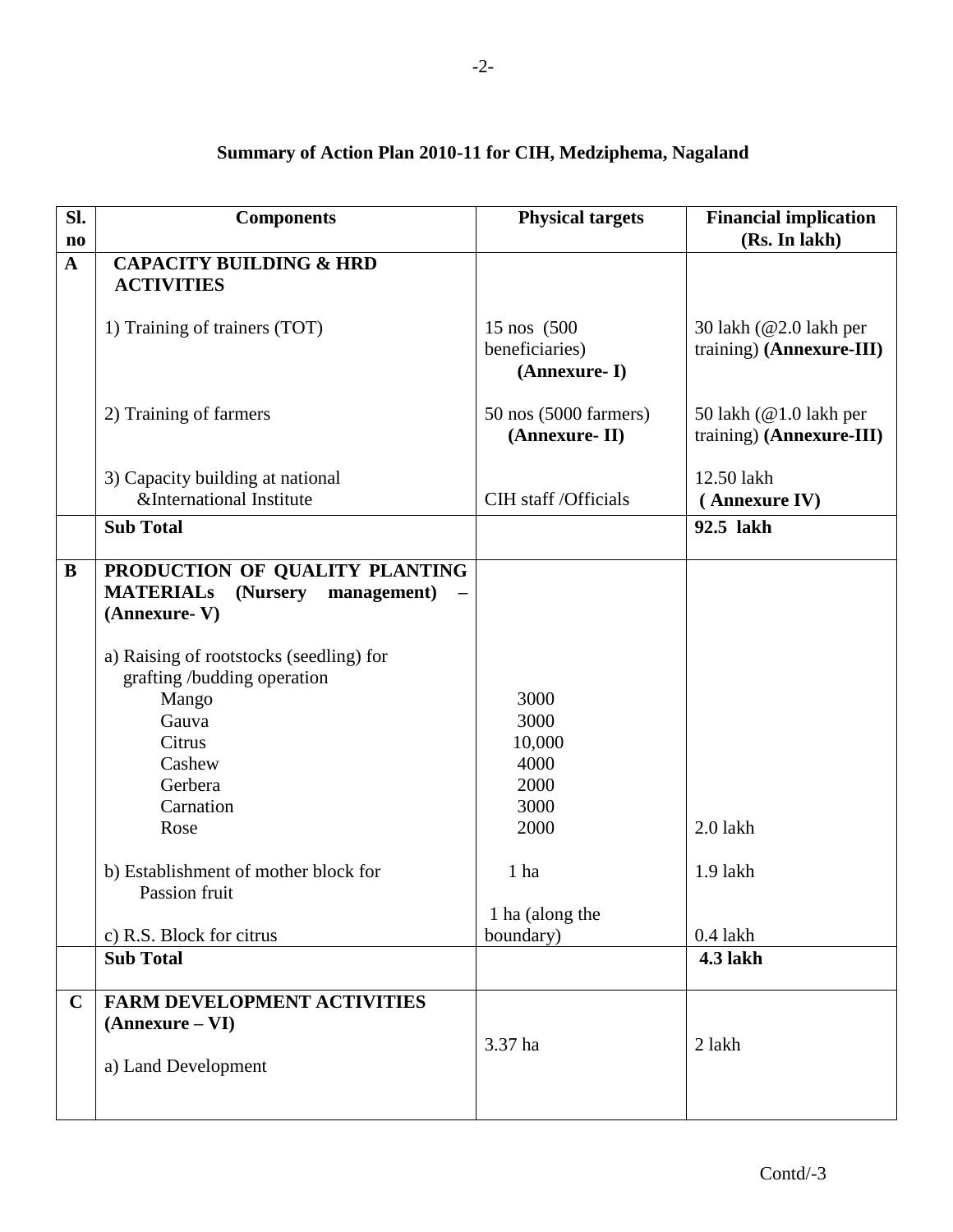## Summary of Action Plan 2010-11 for CIH, Medziphema, Nagaland

| Sl. no | Components | Physical targets | Financial implication (Rs. In lakh) |
|---|---|---|---|
| **A** | **CAPACITY BUILDING & HRD ACTIVITIES** | | |
| | 1) Training of trainers (TOT) | 15 nos (500 beneficiaries) **(Annexure- I)** | 30 lakh (@2.0 lakh per training) **(Annexure-III)** |
| | 2) Training of farmers | 50 nos (5000 farmers) **(Annexure- II)** | 50 lakh (@1.0 lakh per training) **(Annexure-III)** |
| | 3) Capacity building at national &International Institute | CIH staff /Officials | 12.50 lakh **( Annexure IV)** |
| | **Sub Total** | | **92.5 lakh** |
| **B** | **PRODUCTION OF QUALITY PLANTING MATERIALs (Nursery management) – (Annexure- V)** | | |
| | a) Raising of rootstocks (seedling) for grafting /budding operation | | |
| | Mango | 3000 | |
| | Gauva | 3000 | |
| | Citrus | 10,000 | |
| | Cashew | 4000 | |
| | Gerbera | 2000 | |
| | Carnation | 3000 | |
| | Rose | 2000 | 2.0 lakh |
| | b) Establishment of mother block for Passion fruit | 1 ha | 1.9 lakh |
| | c) R.S. Block for citrus | 1 ha (along the boundary) | 0.4 lakh |
| | **Sub Total** | | **4.3 lakh** |
| **C** | **FARM DEVELOPMENT ACTIVITIES (Annexure – VI)** | | |
| | a) Land Development | 3.37 ha | 2 lakh |

Contd/-3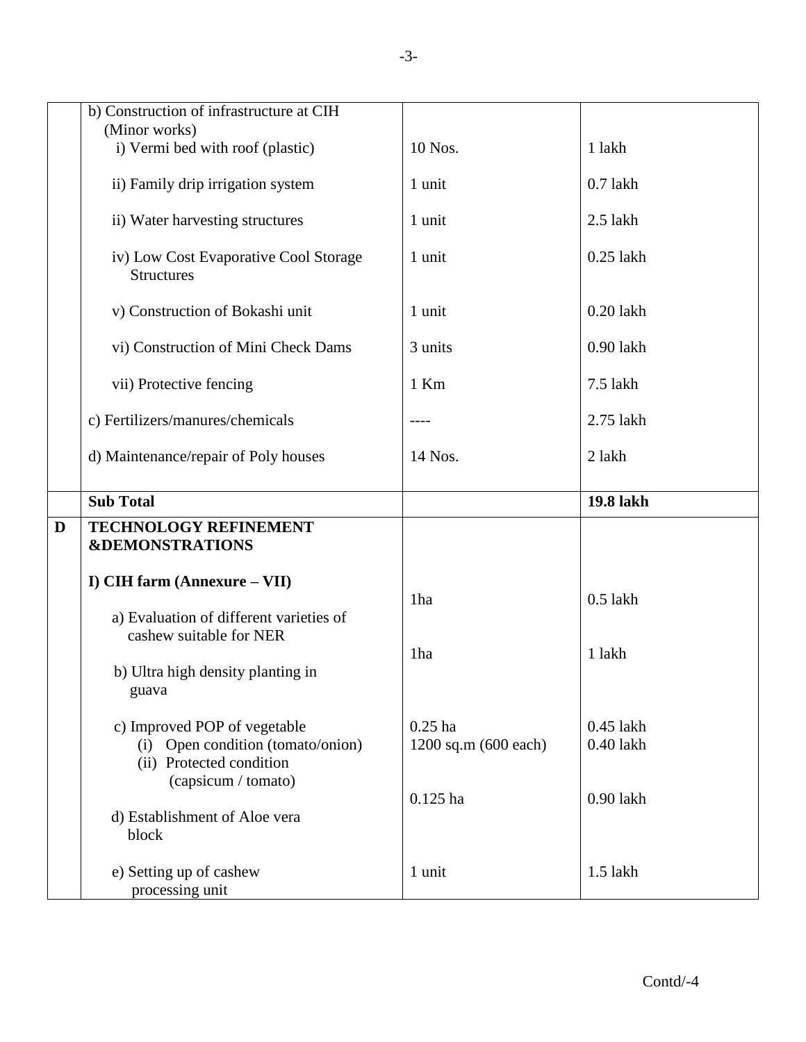| | | | |
|---|---|---|---|
| | b) Construction of infrastructure at CIH (Minor works) | | |
| | i) Vermi bed with roof (plastic) | 10 Nos. | 1 lakh |
| | ii) Family drip irrigation system | 1 unit | 0.7 lakh |
| | ii) Water harvesting structures | 1 unit | 2.5 lakh |
| | iv) Low Cost Evaporative Cool Storage Structures | 1 unit | 0.25 lakh |
| | v) Construction of Bokashi unit | 1 unit | 0.20 lakh |
| | vi) Construction of Mini Check Dams | 3 units | 0.90 lakh |
| | vii) Protective fencing | 1 Km | 7.5 lakh |
| | c) Fertilizers/manures/chemicals | ---- | 2.75 lakh |
| | d) Maintenance/repair of Poly houses | 14 Nos. | 2 lakh |
| | **Sub Total** | | **19.8 lakh** |
| **D** | **TECHNOLOGY REFINEMENT &DEMONSTRATIONS** | | |
| | **I) CIH farm (Annexure – VII)** | | |
| | a) Evaluation of different varieties of cashew suitable for NER | 1ha | 0.5 lakh |
| | b) Ultra high density planting in guava | 1ha | 1 lakh |
| | c) Improved POP of vegetable | | |
| | (i) Open condition (tomato/onion) | 0.25 ha | 0.45 lakh |
| | (ii) Protected condition (capsicum / tomato) | 1200 sq.m (600 each) | 0.40 lakh |
| | d) Establishment of Aloe vera block | 0.125 ha | 0.90 lakh |
| | e) Setting up of cashew processing unit | 1 unit | 1.5 lakh |

Contd/-4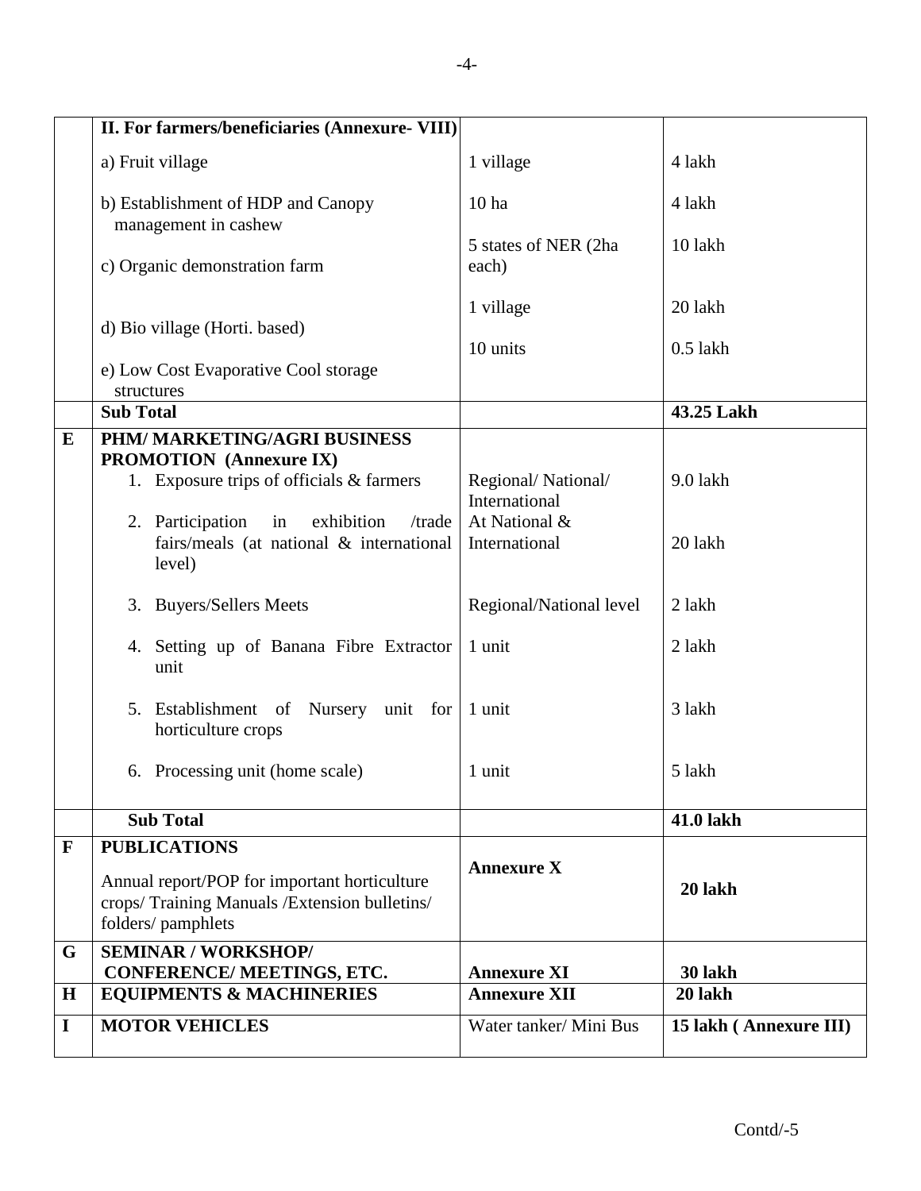|  |  |  |  |
|---|---|---|---|
|  | **II. For farmers/beneficiaries (Annexure- VIII)** |  |  |
|  | a) Fruit village | 1 village | 4 lakh |
|  | b) Establishment of HDP and Canopy management in cashew | 10 ha | 4 lakh |
|  | c) Organic demonstration farm | 5 states of NER (2ha each) | 10 lakh |
|  | d) Bio village (Horti. based) | 1 village | 20 lakh |
|  | e) Low Cost Evaporative Cool storage structures | 10 units | 0.5 lakh |
|  | **Sub Total** |  | **43.25 Lakh** |
| **E** | **PHM/ MARKETING/AGRI BUSINESS PROMOTION (Annexure IX)** |  |  |
|  | 1. Exposure trips of officials & farmers | Regional/ National/ International | 9.0 lakh |
|  | 2. Participation in exhibition /trade fairs/meals (at national & international level) | At National & International | 20 lakh |
|  | 3. Buyers/Sellers Meets | Regional/National level | 2 lakh |
|  | 4. Setting up of Banana Fibre Extractor unit | 1 unit | 2 lakh |
|  | 5. Establishment of Nursery unit for horticulture crops | 1 unit | 3 lakh |
|  | 6. Processing unit (home scale) | 1 unit | 5 lakh |
|  | **Sub Total** |  | **41.0 lakh** |
| **F** | **PUBLICATIONS** Annual report/POP for important horticulture crops/ Training Manuals /Extension bulletins/ folders/ pamphlets | **Annexure X** | **20 lakh** |
| **G** | **SEMINAR / WORKSHOP/ CONFERENCE/ MEETINGS, ETC.** | **Annexure XI** | **30 lakh** |
| **H** | **EQUIPMENTS & MACHINERIES** | **Annexure XII** | **20 lakh** |
| **I** | **MOTOR VEHICLES** | Water tanker/ Mini Bus | **15 lakh ( Annexure III)** |

Contd/-5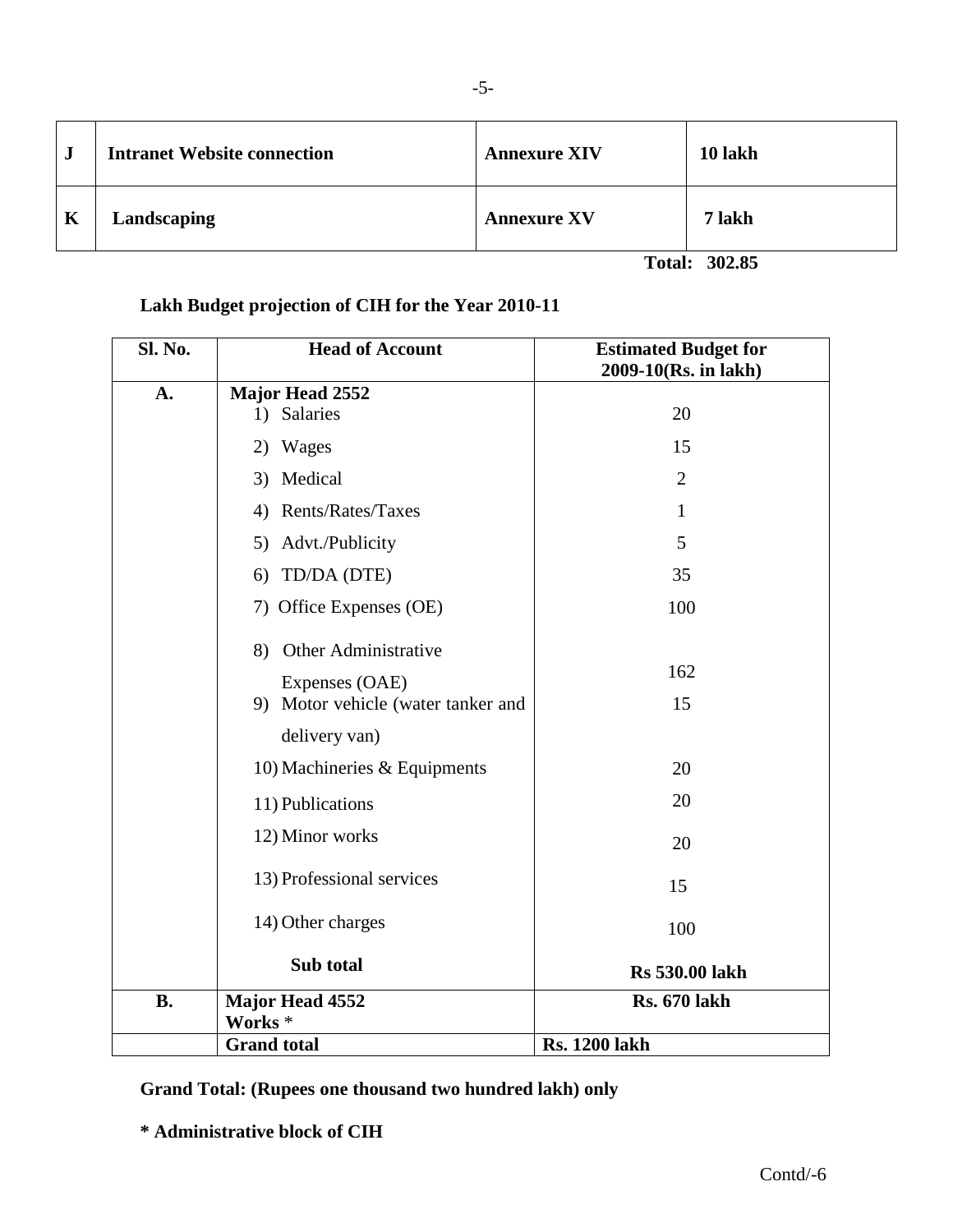| J | **Intranet Website connection** | **Annexure XIV** | **10 lakh** |
|---|---|---|---|
| K | **Landscaping** | **Annexure XV** | **7 lakh** |

**Total: 302.85**

**Lakh Budget projection of CIH for the Year 2010-11**

| Sl. No. | Head of Account | Estimated Budget for 2009-10(Rs. in lakh) |
|---|---|---|
| **A.** | **Major Head 2552** | |
| | 1) Salaries | 20 |
| | 2) Wages | 15 |
| | 3) Medical | 2 |
| | 4) Rents/Rates/Taxes | 1 |
| | 5) Advt./Publicity | 5 |
| | 6) TD/DA (DTE) | 35 |
| | 7) Office Expenses (OE) | 100 |
| | 8) Other Administrative Expenses (OAE) | 162 |
| | 9) Motor vehicle (water tanker and delivery van) | 15 |
| | 10) Machineries & Equipments | 20 |
| | 11) Publications | 20 |
| | 12) Minor works | 20 |
| | 13) Professional services | 15 |
| | 14) Other charges | 100 |
| | **Sub total** | **Rs 530.00 lakh** |
| **B.** | **Major Head 4552 Works** * | **Rs. 670 lakh** |
| | **Grand total** | **Rs. 1200 lakh** |

**Grand Total: (Rupees one thousand two hundred lakh) only**

**\* Administrative block of CIH**

Contd/-6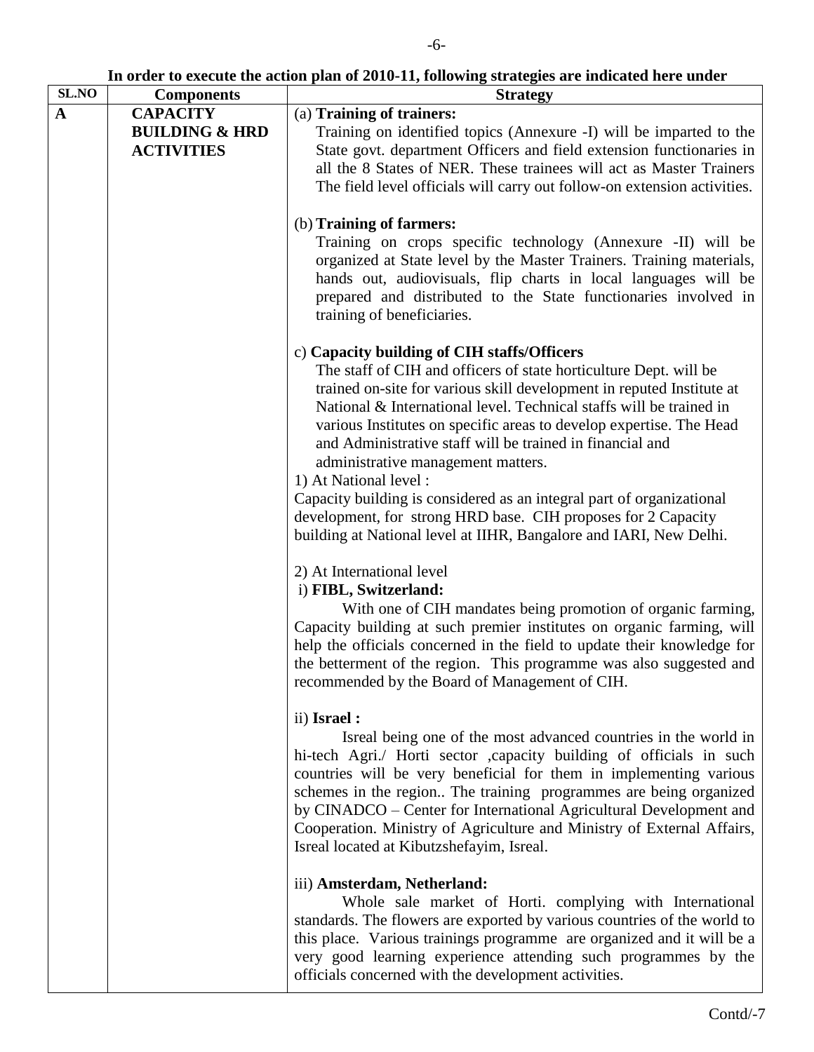**In order to execute the action plan of 2010-11, following strategies are indicated here under**

| SL.NO | Components | Strategy |
|---|---|---|
| **A** | **CAPACITY BUILDING & HRD ACTIVITIES** | (a) **Training of trainers:**<br>Training on identified topics (Annexure -I) will be imparted to the State govt. department Officers and field extension functionaries in all the 8 States of NER. These trainees will act as Master Trainers The field level officials will carry out follow-on extension activities.<br><br>(b) **Training of farmers:**<br>Training on crops specific technology (Annexure -II) will be organized at State level by the Master Trainers. Training materials, hands out, audiovisuals, flip charts in local languages will be prepared and distributed to the State functionaries involved in training of beneficiaries.<br><br>c) **Capacity building of CIH staffs/Officers**<br>The staff of CIH and officers of state horticulture Dept. will be trained on-site for various skill development in reputed Institute at National & International level. Technical staffs will be trained in various Institutes on specific areas to develop expertise. The Head and Administrative staff will be trained in financial and administrative management matters.<br>1) At National level :<br>Capacity building is considered as an integral part of organizational development, for strong HRD base. CIH proposes for 2 Capacity building at National level at IIHR, Bangalore and IARI, New Delhi.<br><br>2) At International level<br>i) **FIBL, Switzerland:**<br>With one of CIH mandates being promotion of organic farming, Capacity building at such premier institutes on organic farming, will help the officials concerned in the field to update their knowledge for the betterment of the region. This programme was also suggested and recommended by the Board of Management of CIH.<br><br>ii) **Israel :**<br>Isreal being one of the most advanced countries in the world in hi-tech Agri./ Horti sector ,capacity building of officials in such countries will be very beneficial for them in implementing various schemes in the region.. The training programmes are being organized by CINADCO – Center for International Agricultural Development and Cooperation. Ministry of Agriculture and Ministry of External Affairs, Isreal located at Kibutzshefayim, Isreal.<br><br>iii) **Amsterdam, Netherland:**<br>Whole sale market of Horti. complying with International standards. The flowers are exported by various countries of the world to this place. Various trainings programme are organized and it will be a very good learning experience attending such programmes by the officials concerned with the development activities. |

Contd/-7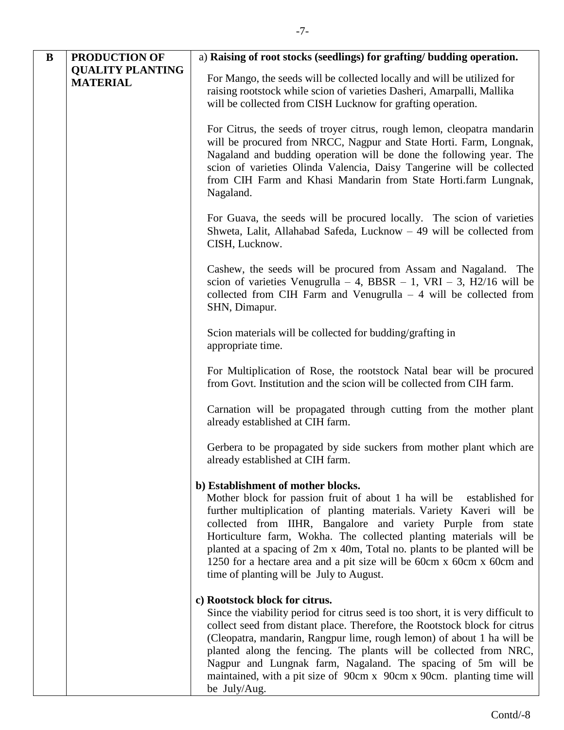| B | PRODUCTION OF QUALITY PLANTING MATERIAL | a) **Raising of root stocks (seedlings) for grafting/ budding operation.**<br><br>For Mango, the seeds will be collected locally and will be utilized for raising rootstock while scion of varieties Dasheri, Amarpalli, Mallika will be collected from CISH Lucknow for grafting operation.<br><br>For Citrus, the seeds of troyer citrus, rough lemon, cleopatra mandarin will be procured from NRCC, Nagpur and State Horti. Farm, Longnak, Nagaland and budding operation will be done the following year. The scion of varieties Olinda Valencia, Daisy Tangerine will be collected from CIH Farm and Khasi Mandarin from State Horti.farm Lungnak, Nagaland.<br><br>For Guava, the seeds will be procured locally. The scion of varieties Shweta, Lalit, Allahabad Safeda, Lucknow – 49 will be collected from CISH, Lucknow.<br><br>Cashew, the seeds will be procured from Assam and Nagaland. The scion of varieties Venugrulla – 4, BBSR – 1, VRI – 3, H2/16 will be collected from CIH Farm and Venugrulla – 4 will be collected from SHN, Dimapur.<br><br>Scion materials will be collected for budding/grafting in appropriate time.<br><br>For Multiplication of Rose, the rootstock Natal bear will be procured from Govt. Institution and the scion will be collected from CIH farm.<br><br>Carnation will be propagated through cutting from the mother plant already established at CIH farm.<br><br>Gerbera to be propagated by side suckers from mother plant which are already established at CIH farm.<br><br>**b) Establishment of mother blocks.**<br>Mother block for passion fruit of about 1 ha will be established for further multiplication of planting materials. Variety Kaveri will be collected from IIHR, Bangalore and variety Purple from state Horticulture farm, Wokha. The collected planting materials will be planted at a spacing of 2m x 40m, Total no. plants to be planted will be 1250 for a hectare area and a pit size will be 60cm x 60cm x 60cm and time of planting will be July to August.<br><br>**c) Rootstock block for citrus.**<br>Since the viability period for citrus seed is too short, it is very difficult to collect seed from distant place. Therefore, the Rootstock block for citrus (Cleopatra, mandarin, Rangpur lime, rough lemon) of about 1 ha will be planted along the fencing. The plants will be collected from NRC, Nagpur and Lungnak farm, Nagaland. The spacing of 5m will be maintained, with a pit size of 90cm x 90cm x 90cm. planting time will be July/Aug. |
|---|---|---|

Contd/-8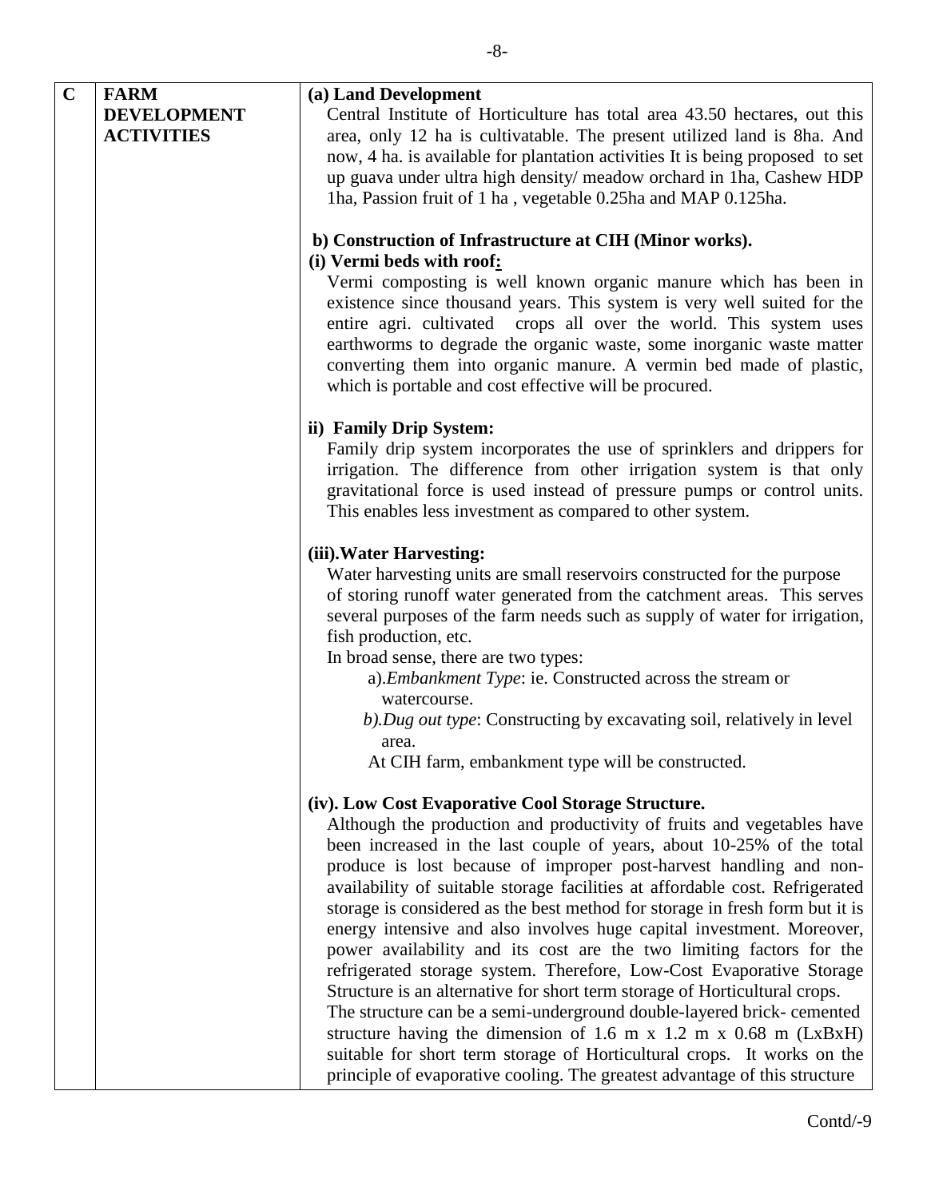| C | FARM DEVELOPMENT ACTIVITIES | **(a) Land Development**<br>Central Institute of Horticulture has total area 43.50 hectares, out this area, only 12 ha is cultivatable. The present utilized land is 8ha. And now, 4 ha. is available for plantation activities It is being proposed to set up guava under ultra high density/ meadow orchard in 1ha, Cashew HDP 1ha, Passion fruit of 1 ha , vegetable 0.25ha and MAP 0.125ha.<br><br>**b) Construction of Infrastructure at CIH (Minor works).**<br>**(i) Vermi beds with roof:**<br>Vermi composting is well known organic manure which has been in existence since thousand years. This system is very well suited for the entire agri. cultivated crops all over the world. This system uses earthworms to degrade the organic waste, some inorganic waste matter converting them into organic manure. A vermin bed made of plastic, which is portable and cost effective will be procured.<br><br>**ii) Family Drip System:**<br>Family drip system incorporates the use of sprinklers and drippers for irrigation. The difference from other irrigation system is that only gravitational force is used instead of pressure pumps or control units. This enables less investment as compared to other system.<br><br>**(iii).Water Harvesting:**<br>Water harvesting units are small reservoirs constructed for the purpose of storing runoff water generated from the catchment areas. This serves several purposes of the farm needs such as supply of water for irrigation, fish production, etc.<br>In broad sense, there are two types:<br>a).*Embankment Type*: ie. Constructed across the stream or watercourse.<br>*b).Dug out type*: Constructing by excavating soil, relatively in level area.<br>At CIH farm, embankment type will be constructed.<br><br>**(iv). Low Cost Evaporative Cool Storage Structure.**<br>Although the production and productivity of fruits and vegetables have been increased in the last couple of years, about 10-25% of the total produce is lost because of improper post-harvest handling and non-availability of suitable storage facilities at affordable cost. Refrigerated storage is considered as the best method for storage in fresh form but it is energy intensive and also involves huge capital investment. Moreover, power availability and its cost are the two limiting factors for the refrigerated storage system. Therefore, Low-Cost Evaporative Storage Structure is an alternative for short term storage of Horticultural crops.<br>The structure can be a semi-underground double-layered brick- cemented structure having the dimension of 1.6 m x 1.2 m x 0.68 m (LxBxH) suitable for short term storage of Horticultural crops. It works on the principle of evaporative cooling. The greatest advantage of this structure |
|---|---|---|

Contd/-9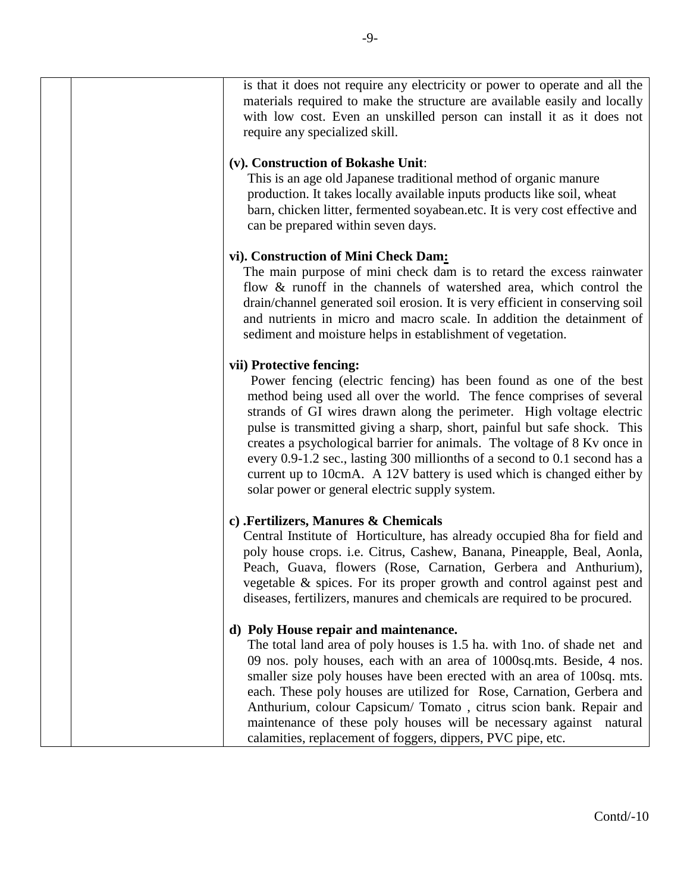| | | is that it does not require any electricity or power to operate and all the materials required to make the structure are available easily and locally with low cost. Even an unskilled person can install it as it does not require any specialized skill.<br><br>**(v). Construction of Bokashe Unit**:<br>This is an age old Japanese traditional method of organic manure production. It takes locally available inputs products like soil, wheat barn, chicken litter, fermented soyabean.etc. It is very cost effective and can be prepared within seven days.<br><br>**vi). Construction of Mini Check Dam:**<br>The main purpose of mini check dam is to retard the excess rainwater flow & runoff in the channels of watershed area, which control the drain/channel generated soil erosion. It is very efficient in conserving soil and nutrients in micro and macro scale. In addition the detainment of sediment and moisture helps in establishment of vegetation.<br><br>**vii) Protective fencing:**<br>Power fencing (electric fencing) has been found as one of the best method being used all over the world. The fence comprises of several strands of GI wires drawn along the perimeter. High voltage electric pulse is transmitted giving a sharp, short, painful but safe shock. This creates a psychological barrier for animals. The voltage of 8 Kv once in every 0.9-1.2 sec., lasting 300 millionths of a second to 0.1 second has a current up to 10cmA. A 12V battery is used which is changed either by solar power or general electric supply system.<br><br>**c) .Fertilizers, Manures & Chemicals**<br>Central Institute of Horticulture, has already occupied 8ha for field and poly house crops. i.e. Citrus, Cashew, Banana, Pineapple, Beal, Aonla, Peach, Guava, flowers (Rose, Carnation, Gerbera and Anthurium), vegetable & spices. For its proper growth and control against pest and diseases, fertilizers, manures and chemicals are required to be procured.<br><br>**d) Poly House repair and maintenance.**<br>The total land area of poly houses is 1.5 ha. with 1no. of shade net and 09 nos. poly houses, each with an area of 1000sq.mts. Beside, 4 nos. smaller size poly houses have been erected with an area of 100sq. mts. each. These poly houses are utilized for Rose, Carnation, Gerbera and Anthurium, colour Capsicum/ Tomato , citrus scion bank. Repair and maintenance of these poly houses will be necessary against natural calamities, replacement of foggers, dippers, PVC pipe, etc. |
|---|---|---|

Contd/-10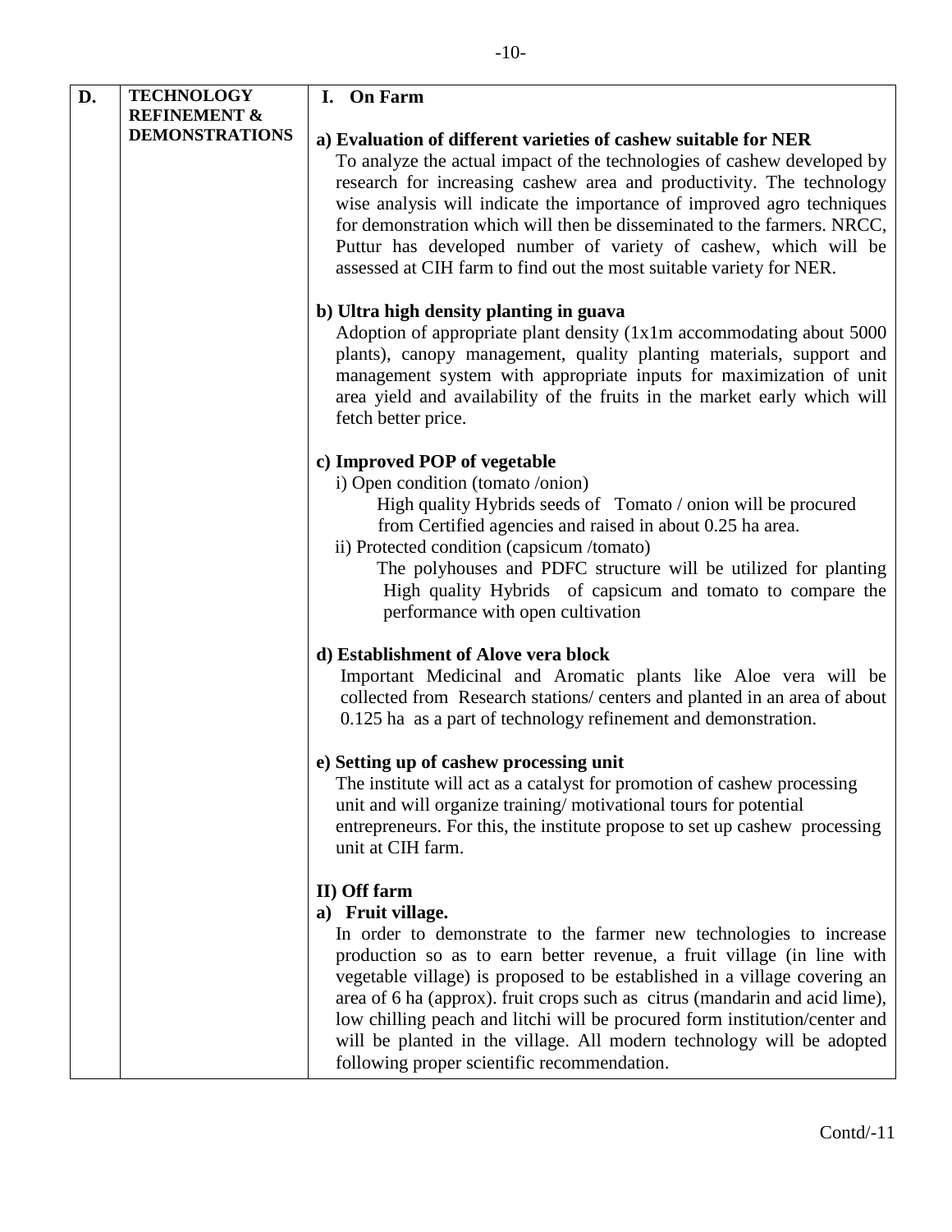| D. | TECHNOLOGY REFINEMENT & DEMONSTRATIONS | **I. On Farm**<br><br>**a) Evaluation of different varieties of cashew suitable for NER**<br>To analyze the actual impact of the technologies of cashew developed by research for increasing cashew area and productivity. The technology wise analysis will indicate the importance of improved agro techniques for demonstration which will then be disseminated to the farmers. NRCC, Puttur has developed number of variety of cashew, which will be assessed at CIH farm to find out the most suitable variety for NER.<br><br>**b) Ultra high density planting in guava**<br>Adoption of appropriate plant density (1x1m accommodating about 5000 plants), canopy management, quality planting materials, support and management system with appropriate inputs for maximization of unit area yield and availability of the fruits in the market early which will fetch better price.<br><br>**c) Improved POP of vegetable**<br>i) Open condition (tomato /onion)<br>High quality Hybrids seeds of Tomato / onion will be procured from Certified agencies and raised in about 0.25 ha area.<br>ii) Protected condition (capsicum /tomato)<br>The polyhouses and PDFC structure will be utilized for planting High quality Hybrids of capsicum and tomato to compare the performance with open cultivation<br><br>**d) Establishment of Alove vera block**<br>Important Medicinal and Aromatic plants like Aloe vera will be collected from Research stations/ centers and planted in an area of about 0.125 ha as a part of technology refinement and demonstration.<br><br>**e) Setting up of cashew processing unit**<br>The institute will act as a catalyst for promotion of cashew processing unit and will organize training/ motivational tours for potential entrepreneurs. For this, the institute propose to set up cashew processing unit at CIH farm.<br><br>**II) Off farm**<br>**a) Fruit village.**<br>In order to demonstrate to the farmer new technologies to increase production so as to earn better revenue, a fruit village (in line with vegetable village) is proposed to be established in a village covering an area of 6 ha (approx). fruit crops such as citrus (mandarin and acid lime), low chilling peach and litchi will be procured form institution/center and will be planted in the village. All modern technology will be adopted following proper scientific recommendation. |
|---|---|---|

Contd/-11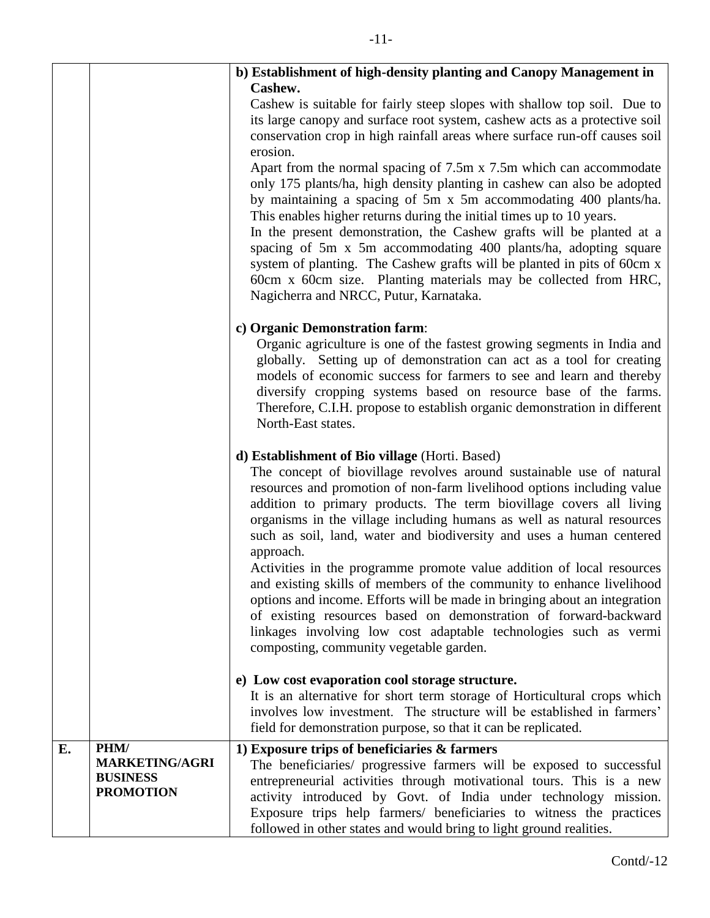| | | |
|---|---|---|
| | | **b) Establishment of high-density planting and Canopy Management in Cashew.**<br>Cashew is suitable for fairly steep slopes with shallow top soil. Due to its large canopy and surface root system, cashew acts as a protective soil conservation crop in high rainfall areas where surface run-off causes soil erosion.<br>Apart from the normal spacing of 7.5m x 7.5m which can accommodate only 175 plants/ha, high density planting in cashew can also be adopted by maintaining a spacing of 5m x 5m accommodating 400 plants/ha. This enables higher returns during the initial times up to 10 years.<br>In the present demonstration, the Cashew grafts will be planted at a spacing of 5m x 5m accommodating 400 plants/ha, adopting square system of planting. The Cashew grafts will be planted in pits of 60cm x 60cm x 60cm size. Planting materials may be collected from HRC, Nagicherra and NRCC, Putur, Karnataka.<br><br>**c) Organic Demonstration farm**:<br>Organic agriculture is one of the fastest growing segments in India and globally. Setting up of demonstration can act as a tool for creating models of economic success for farmers to see and learn and thereby diversify cropping systems based on resource base of the farms. Therefore, C.I.H. propose to establish organic demonstration in different North-East states.<br><br>**d) Establishment of Bio village** (Horti. Based)<br>The concept of biovillage revolves around sustainable use of natural resources and promotion of non-farm livelihood options including value addition to primary products. The term biovillage covers all living organisms in the village including humans as well as natural resources such as soil, land, water and biodiversity and uses a human centered approach.<br>Activities in the programme promote value addition of local resources and existing skills of members of the community to enhance livelihood options and income. Efforts will be made in bringing about an integration of existing resources based on demonstration of forward-backward linkages involving low cost adaptable technologies such as vermi composting, community vegetable garden.<br><br>**e) Low cost evaporation cool storage structure.**<br>It is an alternative for short term storage of Horticultural crops which involves low investment. The structure will be established in farmers' field for demonstration purpose, so that it can be replicated. |
| **E.** | **PHM/ MARKETING/AGRI BUSINESS PROMOTION** | **1) Exposure trips of beneficiaries & farmers**<br>The beneficiaries/ progressive farmers will be exposed to successful entrepreneurial activities through motivational tours. This is a new activity introduced by Govt. of India under technology mission. Exposure trips help farmers/ beneficiaries to witness the practices followed in other states and would bring to light ground realities. |

Contd/-12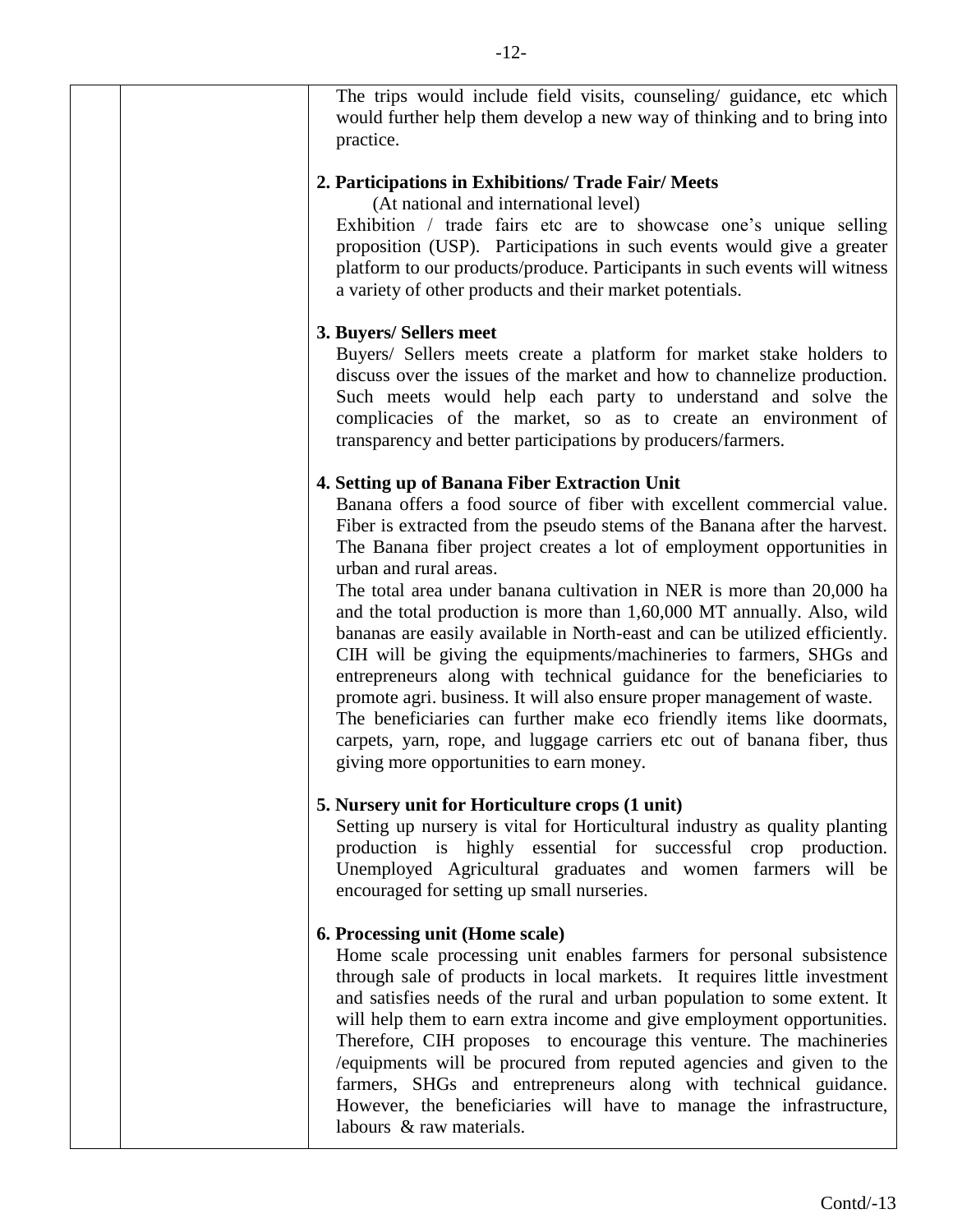| | | The trips would include field visits, counseling/ guidance, etc which would further help them develop a new way of thinking and to bring into practice.<br><br>**2. Participations in Exhibitions/ Trade Fair/ Meets**<br>(At national and international level)<br>Exhibition / trade fairs etc are to showcase one's unique selling proposition (USP). Participations in such events would give a greater platform to our products/produce. Participants in such events will witness a variety of other products and their market potentials.<br><br>**3. Buyers/ Sellers meet**<br>Buyers/ Sellers meets create a platform for market stake holders to discuss over the issues of the market and how to channelize production. Such meets would help each party to understand and solve the complicacies of the market, so as to create an environment of transparency and better participations by producers/farmers.<br><br>**4. Setting up of Banana Fiber Extraction Unit**<br>Banana offers a food source of fiber with excellent commercial value. Fiber is extracted from the pseudo stems of the Banana after the harvest. The Banana fiber project creates a lot of employment opportunities in urban and rural areas.<br>The total area under banana cultivation in NER is more than 20,000 ha and the total production is more than 1,60,000 MT annually. Also, wild bananas are easily available in North-east and can be utilized efficiently. CIH will be giving the equipments/machineries to farmers, SHGs and entrepreneurs along with technical guidance for the beneficiaries to promote agri. business. It will also ensure proper management of waste.<br>The beneficiaries can further make eco friendly items like doormats, carpets, yarn, rope, and luggage carriers etc out of banana fiber, thus giving more opportunities to earn money.<br><br>**5. Nursery unit for Horticulture crops (1 unit)**<br>Setting up nursery is vital for Horticultural industry as quality planting production is highly essential for successful crop production. Unemployed Agricultural graduates and women farmers will be encouraged for setting up small nurseries.<br><br>**6. Processing unit (Home scale)**<br>Home scale processing unit enables farmers for personal subsistence through sale of products in local markets. It requires little investment and satisfies needs of the rural and urban population to some extent. It will help them to earn extra income and give employment opportunities. Therefore, CIH proposes to encourage this venture. The machineries /equipments will be procured from reputed agencies and given to the farmers, SHGs and entrepreneurs along with technical guidance. However, the beneficiaries will have to manage the infrastructure, labours & raw materials. |
|---|---|---|

Contd/-13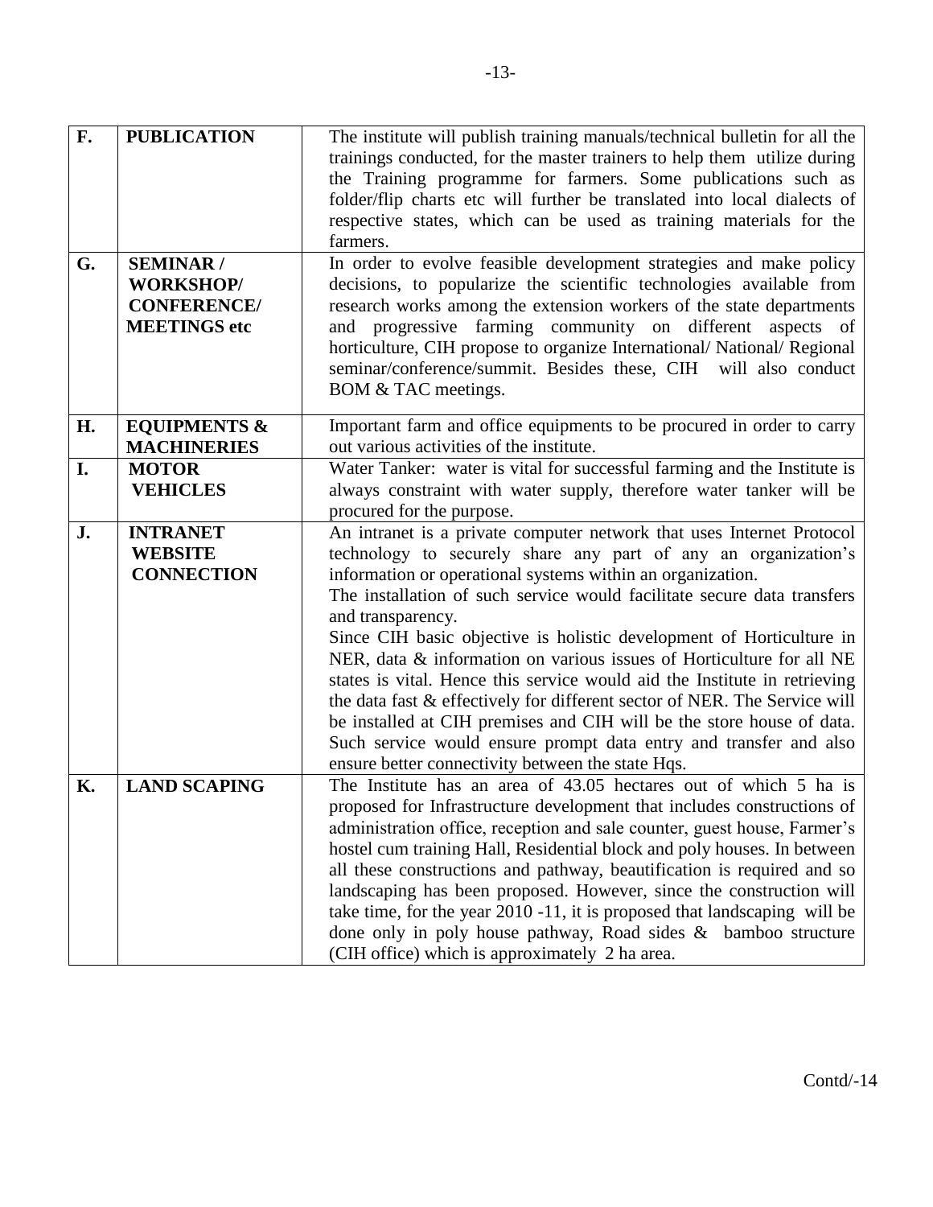| | | |
|---|---|---|
| **F.** | **PUBLICATION** | The institute will publish training manuals/technical bulletin for all the trainings conducted, for the master trainers to help them utilize during the Training programme for farmers. Some publications such as folder/flip charts etc will further be translated into local dialects of respective states, which can be used as training materials for the farmers. |
| **G.** | **SEMINAR / WORKSHOP/ CONFERENCE/ MEETINGS etc** | In order to evolve feasible development strategies and make policy decisions, to popularize the scientific technologies available from research works among the extension workers of the state departments and progressive farming community on different aspects of horticulture, CIH propose to organize International/ National/ Regional seminar/conference/summit. Besides these, CIH will also conduct BOM & TAC meetings. |
| **H.** | **EQUIPMENTS & MACHINERIES** | Important farm and office equipments to be procured in order to carry out various activities of the institute. |
| **I.** | **MOTOR VEHICLES** | Water Tanker: water is vital for successful farming and the Institute is always constraint with water supply, therefore water tanker will be procured for the purpose. |
| **J.** | **INTRANET WEBSITE CONNECTION** | An intranet is a private computer network that uses Internet Protocol technology to securely share any part of any an organization's information or operational systems within an organization.<br>The installation of such service would facilitate secure data transfers and transparency.<br>Since CIH basic objective is holistic development of Horticulture in NER, data & information on various issues of Horticulture for all NE states is vital. Hence this service would aid the Institute in retrieving the data fast & effectively for different sector of NER. The Service will be installed at CIH premises and CIH will be the store house of data. Such service would ensure prompt data entry and transfer and also ensure better connectivity between the state Hqs. |
| **K.** | **LAND SCAPING** | The Institute has an area of 43.05 hectares out of which 5 ha is proposed for Infrastructure development that includes constructions of administration office, reception and sale counter, guest house, Farmer's hostel cum training Hall, Residential block and poly houses. In between all these constructions and pathway, beautification is required and so landscaping has been proposed. However, since the construction will take time, for the year 2010 -11, it is proposed that landscaping will be done only in poly house pathway, Road sides & bamboo structure (CIH office) which is approximately 2 ha area. |

Contd/-14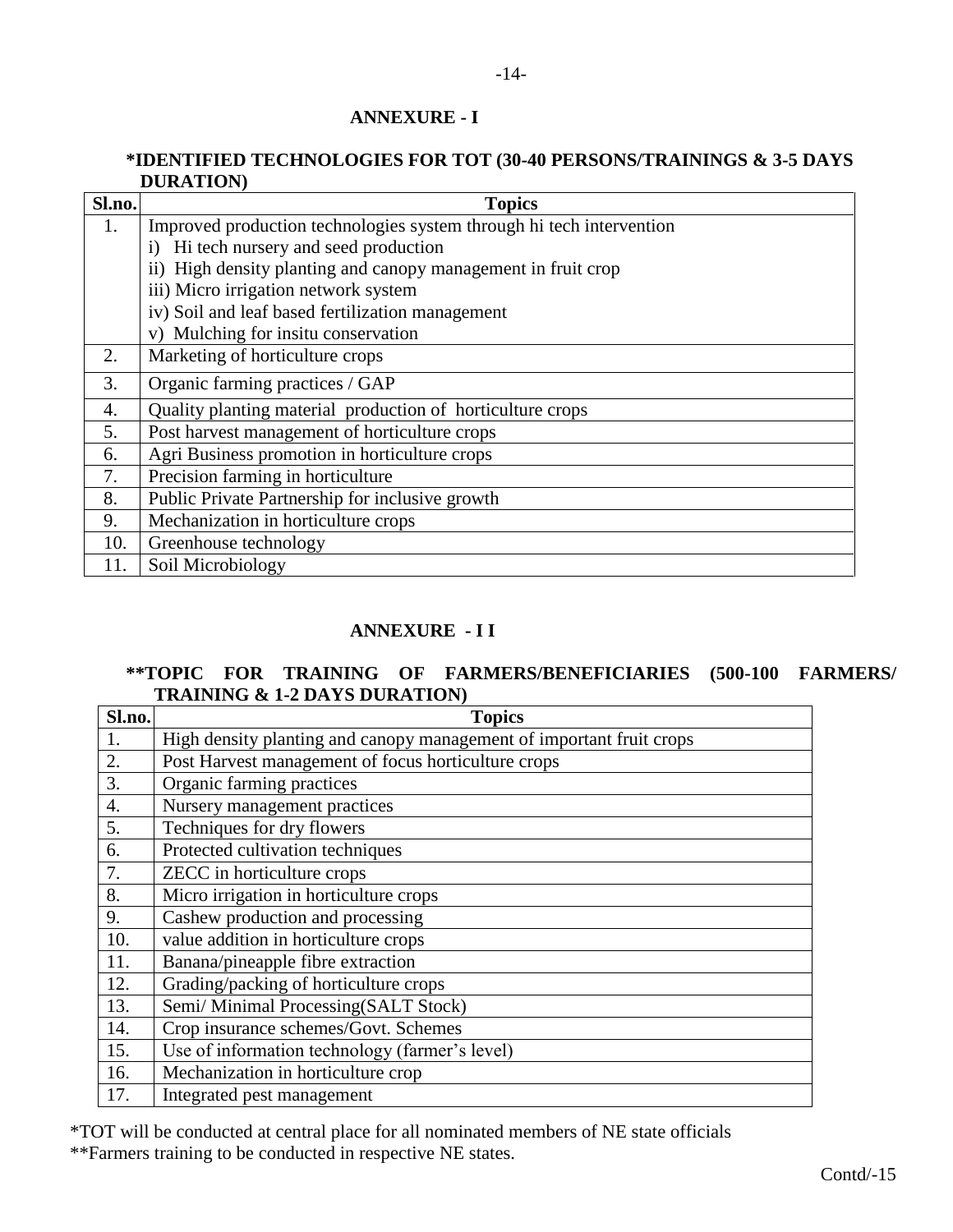## ANNEXURE - I

### *IDENTIFIED TECHNOLOGIES FOR TOT (30-40 PERSONS/TRAININGS & 3-5 DAYS DURATION)

| Sl.no. | Topics |
|---|---|
| 1. | Improved production technologies system through hi tech intervention<br>i) Hi tech nursery and seed production<br>ii) High density planting and canopy management in fruit crop<br>iii) Micro irrigation network system<br>iv) Soil and leaf based fertilization management<br>v) Mulching for insitu conservation |
| 2. | Marketing of horticulture crops |
| 3. | Organic farming practices / GAP |
| 4. | Quality planting material production of horticulture crops |
| 5. | Post harvest management of horticulture crops |
| 6. | Agri Business promotion in horticulture crops |
| 7. | Precision farming in horticulture |
| 8. | Public Private Partnership for inclusive growth |
| 9. | Mechanization in horticulture crops |
| 10. | Greenhouse technology |
| 11. | Soil Microbiology |

## ANNEXURE - I I

### **TOPIC FOR TRAINING OF FARMERS/BENEFICIARIES (500-100 FARMERS/ TRAINING & 1-2 DAYS DURATION)

| Sl.no. | Topics |
|---|---|
| 1. | High density planting and canopy management of important fruit crops |
| 2. | Post Harvest management of focus horticulture crops |
| 3. | Organic farming practices |
| 4. | Nursery management practices |
| 5. | Techniques for dry flowers |
| 6. | Protected cultivation techniques |
| 7. | ZECC in horticulture crops |
| 8. | Micro irrigation in horticulture crops |
| 9. | Cashew production and processing |
| 10. | value addition in horticulture crops |
| 11. | Banana/pineapple fibre extraction |
| 12. | Grading/packing of horticulture crops |
| 13. | Semi/ Minimal Processing(SALT Stock) |
| 14. | Crop insurance schemes/Govt. Schemes |
| 15. | Use of information technology (farmer's level) |
| 16. | Mechanization in horticulture crop |
| 17. | Integrated pest management |

*TOT will be conducted at central place for all nominated members of NE state officials

**Farmers training to be conducted in respective NE states.

Contd/-15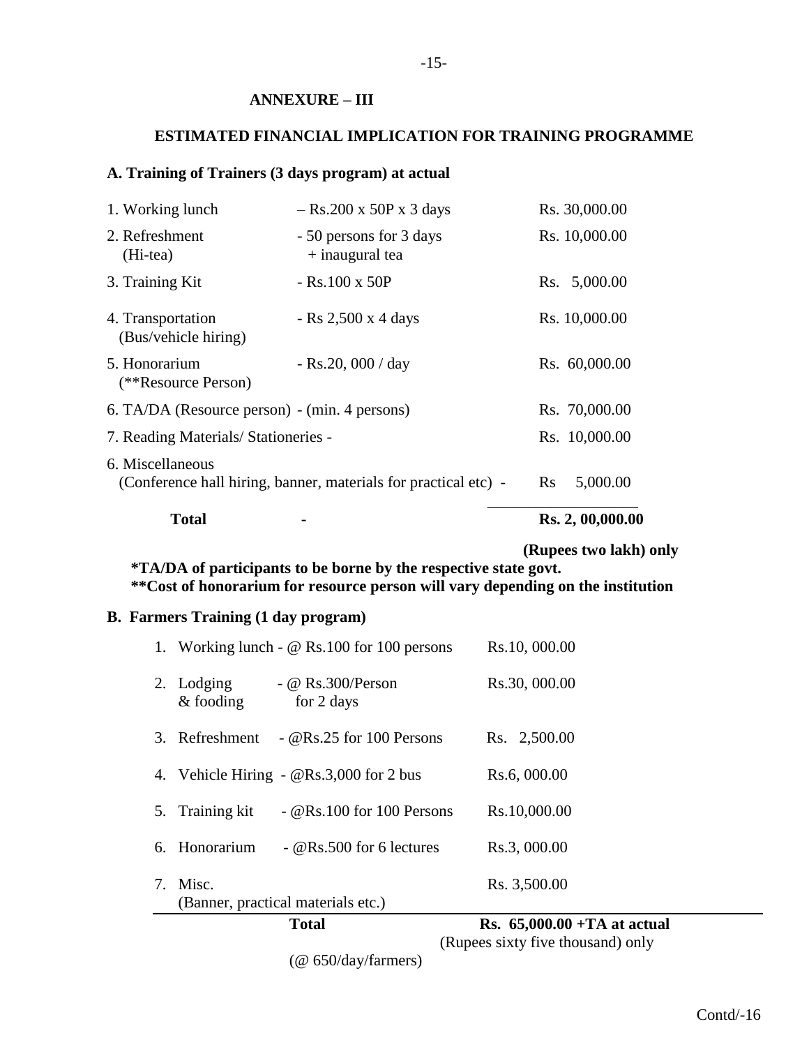## ANNEXURE – III

## ESTIMATED FINANCIAL IMPLICATION FOR TRAINING PROGRAMME

### A. Training of Trainers (3 days program) at actual

| Item | Details | Amount |
|---|---|---|
| 1. Working lunch | – Rs.200 x 50P x 3 days | Rs. 30,000.00 |
| 2. Refreshment (Hi-tea) | - 50 persons for 3 days + inaugural tea | Rs. 10,000.00 |
| 3. Training Kit | - Rs.100 x 50P | Rs. 5,000.00 |
| 4. Transportation (Bus/vehicle hiring) | - Rs 2,500 x 4 days | Rs. 10,000.00 |
| 5. Honorarium (**Resource Person) | - Rs.20, 000 / day | Rs. 60,000.00 |
| 6. TA/DA (Resource person) | - (min. 4 persons) | Rs. 70,000.00 |
| 7. Reading Materials/ Stationeries | - | Rs. 10,000.00 |
| 6. Miscellaneous (Conference hall hiring, banner, materials for practical etc) | - | Rs 5,000.00 |
| **Total** | **-** | **Rs. 2, 00,000.00** |

**(Rupees two lakh) only**

***TA/DA of participants to be borne by the respective state govt.**
****Cost of honorarium for resource person will vary depending on the institution**

### B. Farmers Training (1 day program)

| Item | Details | Amount |
|---|---|---|
| 1. Working lunch | - @ Rs.100 for 100 persons | Rs.10, 000.00 |
| 2. Lodging & fooding | - @ Rs.300/Person for 2 days | Rs.30, 000.00 |
| 3. Refreshment | - @Rs.25 for 100 Persons | Rs. 2,500.00 |
| 4. Vehicle Hiring | - @Rs.3,000 for 2 bus | Rs.6, 000.00 |
| 5. Training kit | - @Rs.100 for 100 Persons | Rs.10,000.00 |
| 6. Honorarium | - @Rs.500 for 6 lectures | Rs.3, 000.00 |
| 7. Misc. (Banner, practical materials etc.) | | Rs. 3,500.00 |
| | **Total** | **Rs. 65,000.00 +TA at actual** |

(Rupees sixty five thousand) only

(@ 650/day/farmers)

Contd/-16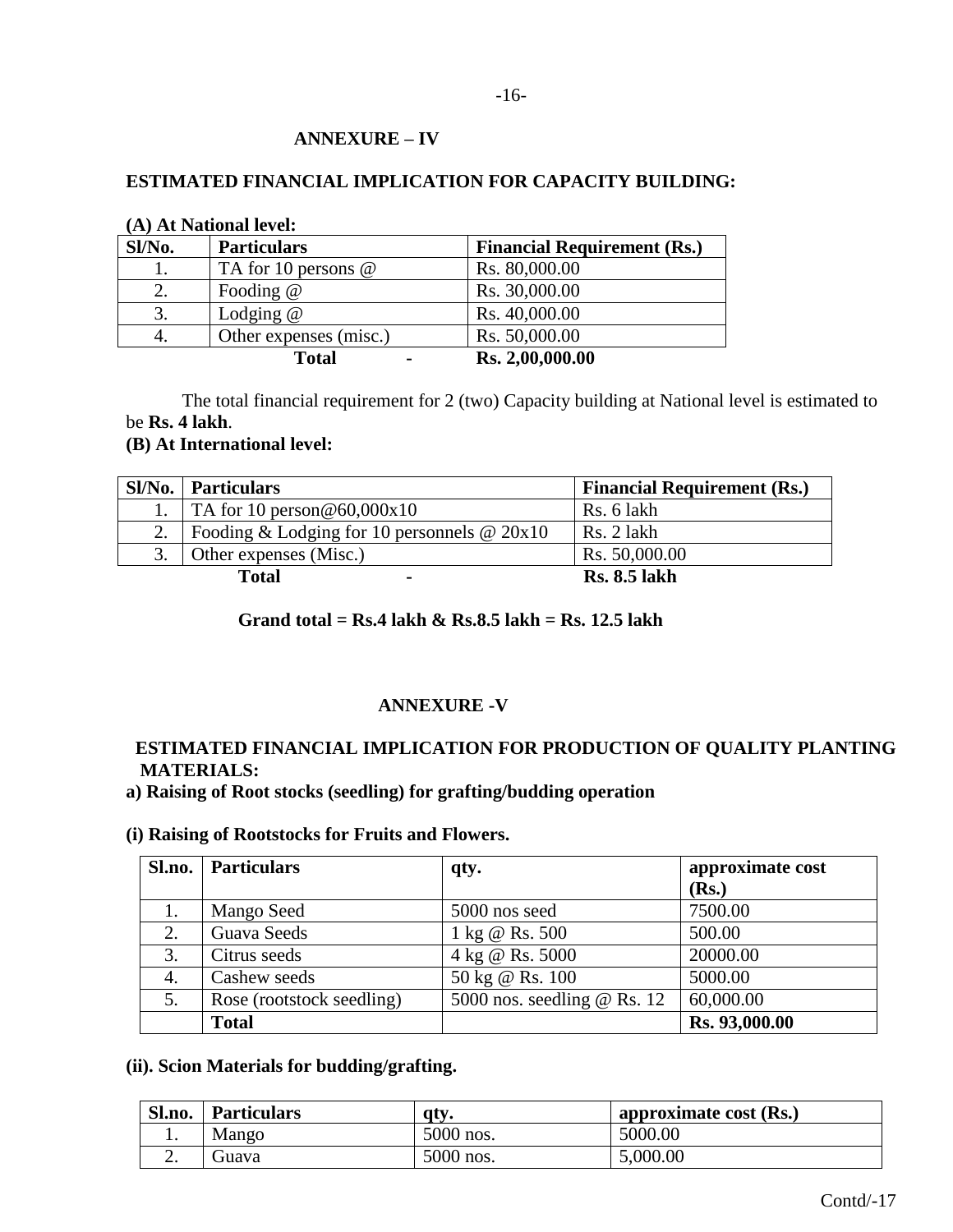## ANNEXURE – IV

### ESTIMATED FINANCIAL IMPLICATION FOR CAPACITY BUILDING:

**(A) At National level:**

| Sl/No. | Particulars | Financial Requirement (Rs.) |
|---|---|---|
| 1. | TA for 10 persons @ | Rs. 80,000.00 |
| 2. | Fooding @ | Rs. 30,000.00 |
| 3. | Lodging @ | Rs. 40,000.00 |
| 4. | Other expenses (misc.) | Rs. 50,000.00 |
| | **Total -** | **Rs. 2,00,000.00** |

The total financial requirement for 2 (two) Capacity building at National level is estimated to be **Rs. 4 lakh**.

**(B) At International level:**

| Sl/No. | Particulars | Financial Requirement (Rs.) |
|---|---|---|
| 1. | TA for 10 person@60,000x10 | Rs. 6 lakh |
| 2. | Fooding & Lodging for 10 personnels @ 20x10 | Rs. 2 lakh |
| 3. | Other expenses (Misc.) | Rs. 50,000.00 |
| | **Total -** | **Rs. 8.5 lakh** |

**Grand total = Rs.4 lakh & Rs.8.5 lakh = Rs. 12.5 lakh**

## ANNEXURE -V

### ESTIMATED FINANCIAL IMPLICATION FOR PRODUCTION OF QUALITY PLANTING MATERIALS:

**a) Raising of Root stocks (seedling) for grafting/budding operation**

**(i) Raising of Rootstocks for Fruits and Flowers.**

| Sl.no. | Particulars | qty. | approximate cost (Rs.) |
|---|---|---|---|
| 1. | Mango Seed | 5000 nos seed | 7500.00 |
| 2. | Guava Seeds | 1 kg @ Rs. 500 | 500.00 |
| 3. | Citrus seeds | 4 kg @ Rs. 5000 | 20000.00 |
| 4. | Cashew seeds | 50 kg @ Rs. 100 | 5000.00 |
| 5. | Rose (rootstock seedling) | 5000 nos. seedling @ Rs. 12 | 60,000.00 |
| | **Total** | | **Rs. 93,000.00** |

**(ii). Scion Materials for budding/grafting.**

| Sl.no. | Particulars | qty. | approximate cost (Rs.) |
|---|---|---|---|
| 1. | Mango | 5000 nos. | 5000.00 |
| 2. | Guava | 5000 nos. | 5,000.00 |

Contd/-17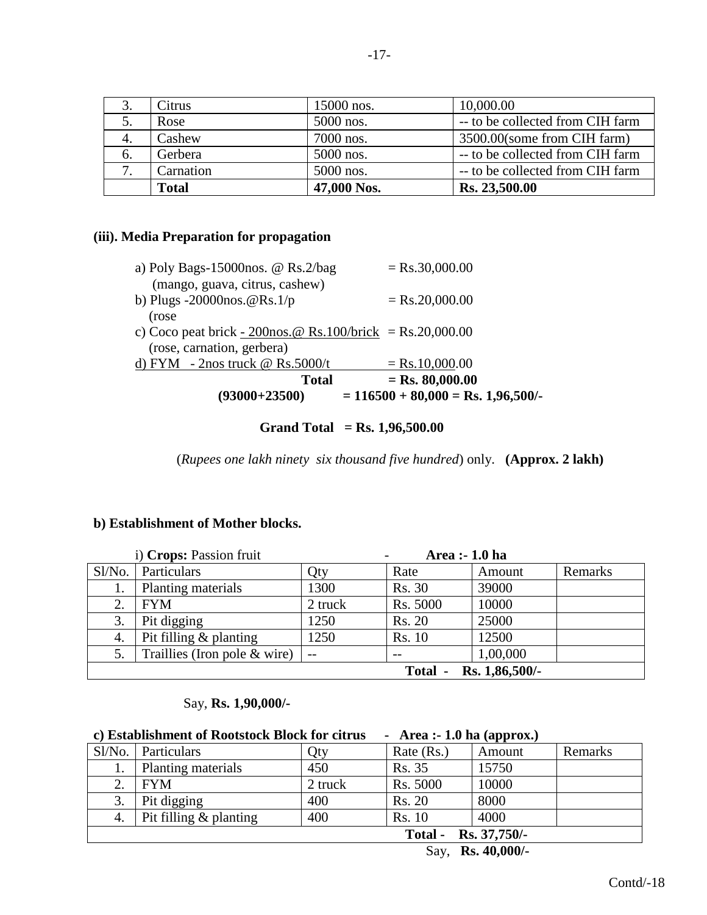| 3. | Citrus | 15000 nos. | 10,000.00 |
|---|---|---|---|
| 5. | Rose | 5000 nos. | -- to be collected from CIH farm |
| 4. | Cashew | 7000 nos. | 3500.00(some from CIH farm) |
| 6. | Gerbera | 5000 nos. | -- to be collected from CIH farm |
| 7. | Carnation | 5000 nos. | -- to be collected from CIH farm |
| | **Total** | **47,000 Nos.** | **Rs. 23,500.00** |

**(iii). Media Preparation for propagation**

a) Poly Bags-15000nos. @ Rs.2/bag = Rs.30,000.00
(mango, guava, citrus, cashew)
b) Plugs -20000nos.@Rs.1/p = Rs.20,000.00
(rose
c) Coco peat brick - 200nos.@ Rs.100/brick = Rs.20,000.00
(rose, carnation, gerbera)
d) FYM - 2nos truck @ Rs.5000/t = Rs.10,000.00
**Total = Rs. 80,000.00**
**(93000+23500) = 116500 + 80,000 = Rs. 1,96,500/-**

**Grand Total = Rs. 1,96,500.00**

(*Rupees one lakh ninety six thousand five hundred*) only. **(Approx. 2 lakh)**

**b) Establishment of Mother blocks.**

i) **Crops:** Passion fruit - **Area :- 1.0 ha**

| Sl/No. | Particulars | Qty | Rate | Amount | Remarks |
|---|---|---|---|---|---|
| 1. | Planting materials | 1300 | Rs. 30 | 39000 | |
| 2. | FYM | 2 truck | Rs. 5000 | 10000 | |
| 3. | Pit digging | 1250 | Rs. 20 | 25000 | |
| 4. | Pit filling & planting | 1250 | Rs. 10 | 12500 | |
| 5. | Traillies (Iron pole & wire) | -- | -- | 1,00,000 | |
| | | | **Total -** | **Rs. 1,86,500/-** | |

Say, **Rs. 1,90,000/-**

**c) Establishment of Rootstock Block for citrus - Area :- 1.0 ha (approx.)**

| Sl/No. | Particulars | Qty | Rate (Rs.) | Amount | Remarks |
|---|---|---|---|---|---|
| 1. | Planting materials | 450 | Rs. 35 | 15750 | |
| 2. | FYM | 2 truck | Rs. 5000 | 10000 | |
| 3. | Pit digging | 400 | Rs. 20 | 8000 | |
| 4. | Pit filling & planting | 400 | Rs. 10 | 4000 | |
| | | | **Total -** | **Rs. 37,750/-** | |

Say, **Rs. 40,000/-**

Contd/-18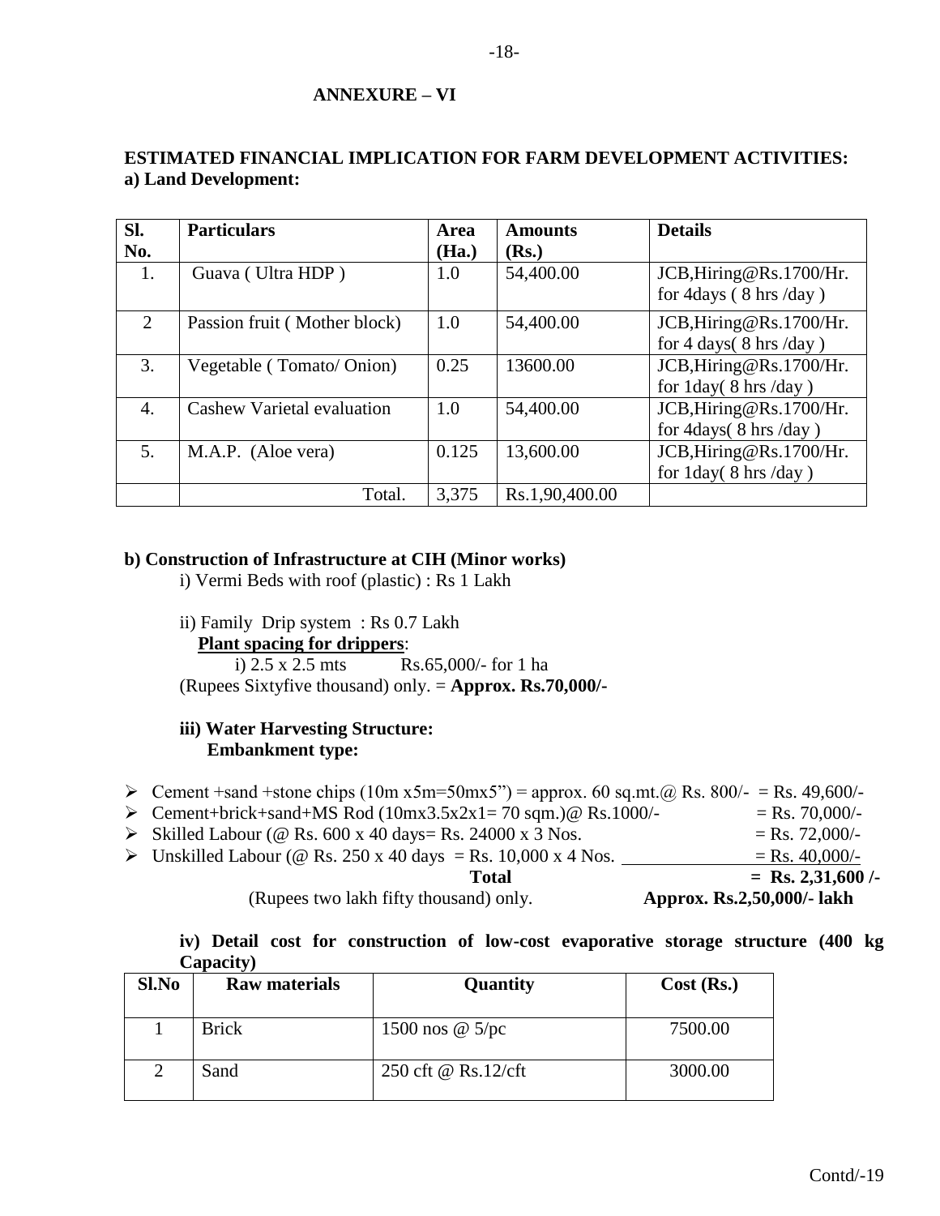## ANNEXURE – VI

### ESTIMATED FINANCIAL IMPLICATION FOR FARM DEVELOPMENT ACTIVITIES:

**a) Land Development:**

| Sl. No. | Particulars | Area (Ha.) | Amounts (Rs.) | Details |
|---|---|---|---|---|
| 1. | Guava ( Ultra HDP ) | 1.0 | 54,400.00 | JCB,Hiring@Rs.1700/Hr. for 4days ( 8 hrs /day ) |
| 2 | Passion fruit ( Mother block) | 1.0 | 54,400.00 | JCB,Hiring@Rs.1700/Hr. for 4 days( 8 hrs /day ) |
| 3. | Vegetable ( Tomato/ Onion) | 0.25 | 13600.00 | JCB,Hiring@Rs.1700/Hr. for 1day( 8 hrs /day ) |
| 4. | Cashew Varietal evaluation | 1.0 | 54,400.00 | JCB,Hiring@Rs.1700/Hr. for 4days( 8 hrs /day ) |
| 5. | M.A.P. (Aloe vera) | 0.125 | 13,600.00 | JCB,Hiring@Rs.1700/Hr. for 1day( 8 hrs /day ) |
| | Total. | 3,375 | Rs.1,90,400.00 | |

**b) Construction of Infrastructure at CIH (Minor works)**

i) Vermi Beds with roof (plastic) : Rs 1 Lakh

ii) Family Drip system : Rs 0.7 Lakh

**Plant spacing for drippers**:

i) 2.5 x 2.5 mts Rs.65,000/- for 1 ha

(Rupees Sixtyfive thousand) only. = **Approx. Rs.70,000/-**

**iii) Water Harvesting Structure:**

**Embankment type:**

- Cement +sand +stone chips (10m x5m=50mx5") = approx. 60 sq.mt.@ Rs. 800/- = Rs. 49,600/-
- Cement+brick+sand+MS Rod (10mx3.5x2x1= 70 sqm.)@ Rs.1000/- = Rs. 70,000/-
- Skilled Labour (@ Rs. 600 x 40 days= Rs. 24000 x 3 Nos. = Rs. 72,000/-
- Unskilled Labour (@ Rs. 250 x 40 days = Rs. 10,000 x 4 Nos. = Rs. 40,000/-

**Total = Rs. 2,31,600 /-**

(Rupees two lakh fifty thousand) only. **Approx. Rs.2,50,000/- lakh**

**iv) Detail cost for construction of low-cost evaporative storage structure (400 kg Capacity)**

| Sl.No | Raw materials | Quantity | Cost (Rs.) |
|---|---|---|---|
| 1 | Brick | 1500 nos @ 5/pc | 7500.00 |
| 2 | Sand | 250 cft @ Rs.12/cft | 3000.00 |

Contd/-19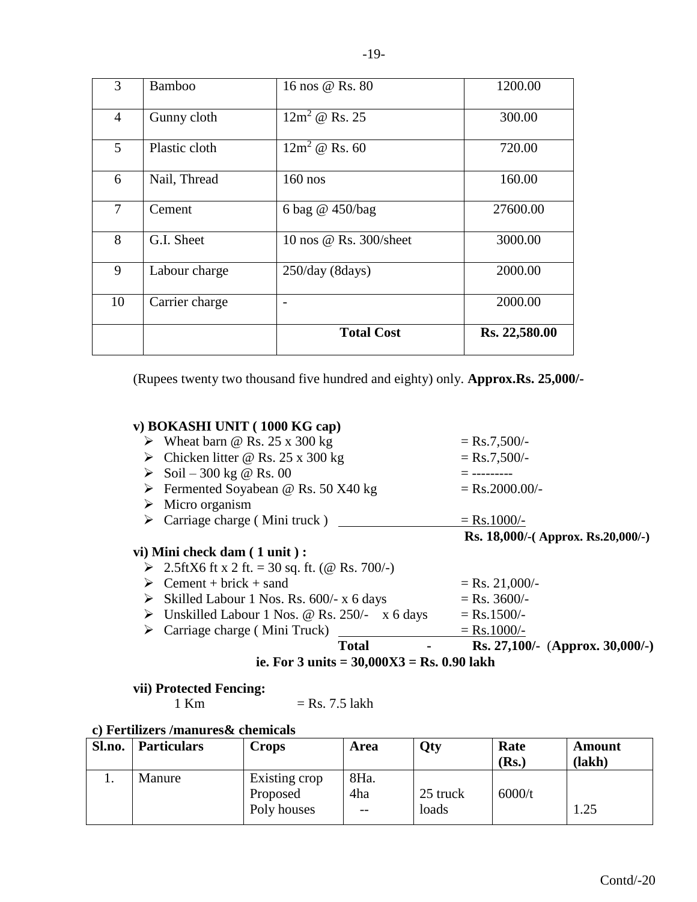| 3 | Bamboo | 16 nos @ Rs. 80 | 1200.00 |
|---|---|---|---|
| 4 | Gunny cloth | $12m^2$ @ Rs. 25 | 300.00 |
| 5 | Plastic cloth | $12m^2$ @ Rs. 60 | 720.00 |
| 6 | Nail, Thread | 160 nos | 160.00 |
| 7 | Cement | 6 bag @ 450/bag | 27600.00 |
| 8 | G.I. Sheet | 10 nos @ Rs. 300/sheet | 3000.00 |
| 9 | Labour charge | 250/day (8days) | 2000.00 |
| 10 | Carrier charge | - | 2000.00 |
| | | **Total Cost** | **Rs. 22,580.00** |

(Rupees twenty two thousand five hundred and eighty) only. **Approx.Rs. 25,000/-**

**v) BOKASHI UNIT ( 1000 KG cap)**

- Wheat barn @ Rs. 25 x 300 kg = Rs.7,500/-
- Chicken litter @ Rs. 25 x 300 kg = Rs.7,500/-
- Soil – 300 kg @ Rs. 00 = ---------
- Fermented Soyabean @ Rs. 50 X40 kg = Rs.2000.00/-
- Micro organism
- Carriage charge ( Mini truck ) = Rs.1000/-

**Rs. 18,000/-( Approx. Rs.20,000/-)**

**vi) Mini check dam ( 1 unit ) :**

- 2.5ftX6 ft x 2 ft. = 30 sq. ft. (@ Rs. 700/-)
- Cement + brick + sand = Rs. 21,000/-
- Skilled Labour 1 Nos. Rs. 600/- x 6 days = Rs. 3600/-
- Unskilled Labour 1 Nos. @ Rs. 250/- x 6 days = Rs.1500/-
- Carriage charge ( Mini Truck) = Rs.1000/-

**Total - Rs. 27,100/- (Approx. 30,000/-)**

**ie. For 3 units = 30,000X3 = Rs. 0.90 lakh**

**vii) Protected Fencing:**

1 Km = Rs. 7.5 lakh

**c) Fertilizers /manures& chemicals**

| Sl.no. | Particulars | Crops | Area | Qty | Rate (Rs.) | Amount (lakh) |
|---|---|---|---|---|---|---|
| 1. | Manure | Existing crop<br>Proposed<br>Poly houses | 8Ha.<br>4ha<br>-- | 25 truck loads | 6000/t | 1.25 |

Contd/-20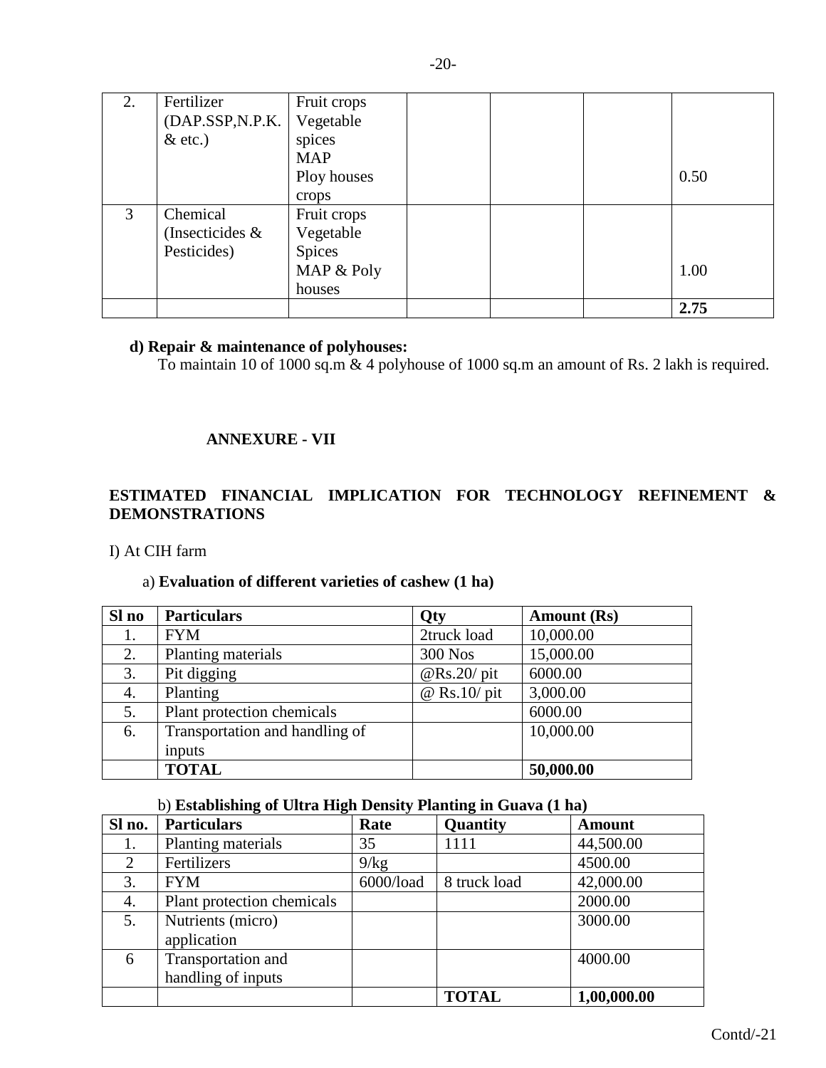| 2. | Fertilizer (DAP.SSP,N.P.K. & etc.) | Fruit crops Vegetable spices MAP Ploy houses crops | | | | 0.50 |
|---|---|---|---|---|---|---|
| 3 | Chemical (Insecticides & Pesticides) | Fruit crops Vegetable Spices MAP & Poly houses | | | | 1.00 |
| | | | | | | **2.75** |

**d) Repair & maintenance of polyhouses:**

To maintain 10 of 1000 sq.m & 4 polyhouse of 1000 sq.m an amount of Rs. 2 lakh is required.

**ANNEXURE - VII**

**ESTIMATED FINANCIAL IMPLICATION FOR TECHNOLOGY REFINEMENT & DEMONSTRATIONS**

I) At CIH farm

a) **Evaluation of different varieties of cashew (1 ha)**

| Sl no | Particulars | Qty | Amount (Rs) |
|---|---|---|---|
| 1. | FYM | 2truck load | 10,000.00 |
| 2. | Planting materials | 300 Nos | 15,000.00 |
| 3. | Pit digging | @Rs.20/ pit | 6000.00 |
| 4. | Planting | @ Rs.10/ pit | 3,000.00 |
| 5. | Plant protection chemicals | | 6000.00 |
| 6. | Transportation and handling of inputs | | 10,000.00 |
| | **TOTAL** | | **50,000.00** |

b) **Establishing of Ultra High Density Planting in Guava (1 ha)**

| Sl no. | Particulars | Rate | Quantity | Amount |
|---|---|---|---|---|
| 1. | Planting materials | 35 | 1111 | 44,500.00 |
| 2 | Fertilizers | 9/kg | | 4500.00 |
| 3. | FYM | 6000/load | 8 truck load | 42,000.00 |
| 4. | Plant protection chemicals | | | 2000.00 |
| 5. | Nutrients (micro) application | | | 3000.00 |
| 6 | Transportation and handling of inputs | | | 4000.00 |
| | | | **TOTAL** | **1,00,000.00** |

Contd/-21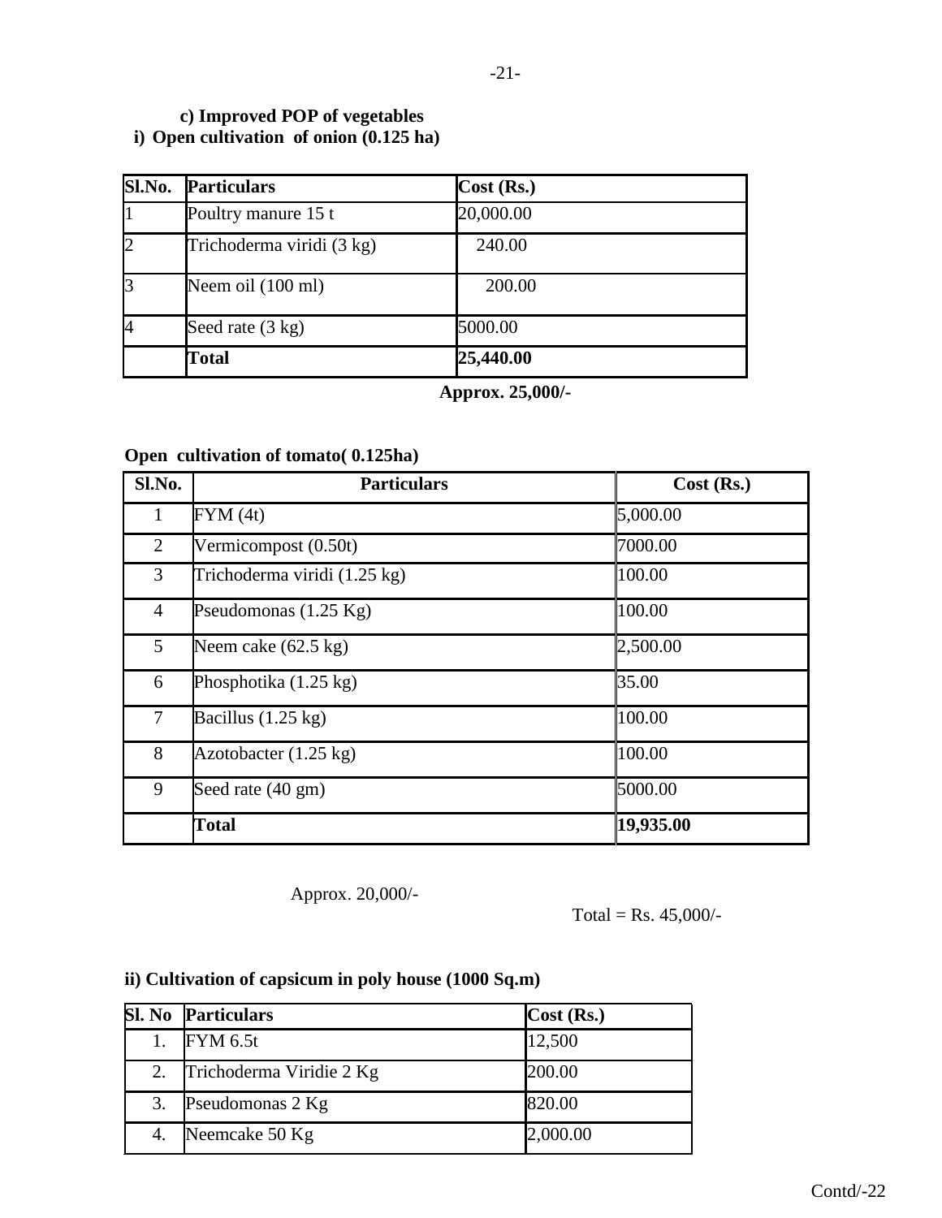**c) Improved POP of vegetables**

**i) Open cultivation of onion (0.125 ha)**

| Sl.No. | Particulars | Cost (Rs.) |
|---|---|---|
| 1 | Poultry manure 15 t | 20,000.00 |
| 2 | Trichoderma viridi (3 kg) | 240.00 |
| 3 | Neem oil (100 ml) | 200.00 |
| 4 | Seed rate (3 kg) | 5000.00 |
| | **Total** | **25,440.00** |

**Approx. 25,000/-**

**Open cultivation of tomato( 0.125ha)**

| Sl.No. | Particulars | Cost (Rs.) |
|---|---|---|
| 1 | FYM (4t) | 5,000.00 |
| 2 | Vermicompost (0.50t) | 7000.00 |
| 3 | Trichoderma viridi (1.25 kg) | 100.00 |
| 4 | Pseudomonas (1.25 Kg) | 100.00 |
| 5 | Neem cake (62.5 kg) | 2,500.00 |
| 6 | Phosphotika (1.25 kg) | 35.00 |
| 7 | Bacillus (1.25 kg) | 100.00 |
| 8 | Azotobacter (1.25 kg) | 100.00 |
| 9 | Seed rate (40 gm) | 5000.00 |
| | **Total** | **19,935.00** |

Approx. 20,000/-

Total = Rs. 45,000/-

**ii) Cultivation of capsicum in poly house (1000 Sq.m)**

| Sl. No | Particulars | Cost (Rs.) |
|---|---|---|
| 1. | FYM 6.5t | 12,500 |
| 2. | Trichoderma Viridie 2 Kg | 200.00 |
| 3. | Pseudomonas 2 Kg | 820.00 |
| 4. | Neemcake 50 Kg | 2,000.00 |

Contd/-22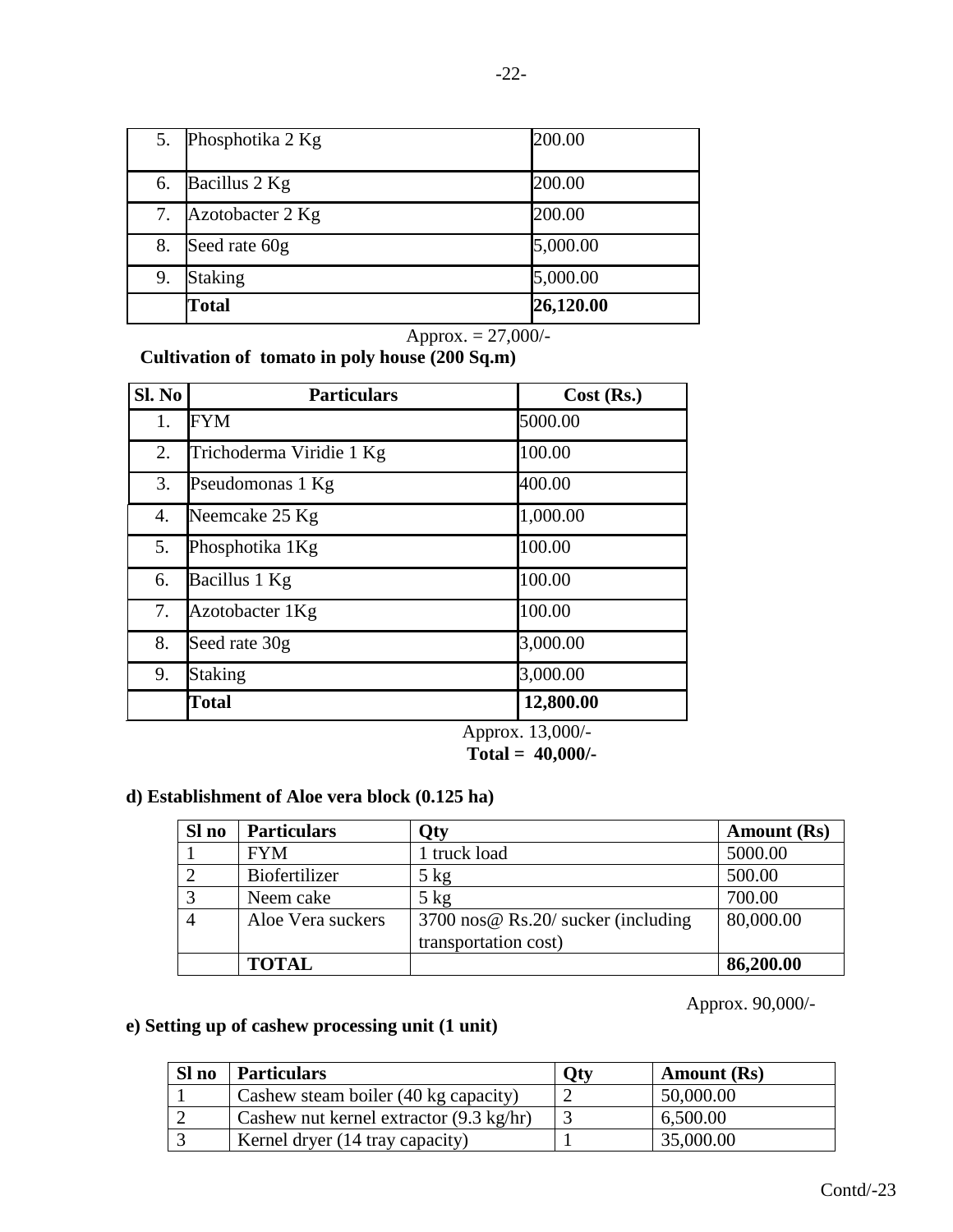| | | |
|---|---|---|
| 5. | Phosphotika 2 Kg | 200.00 |
| 6. | Bacillus 2 Kg | 200.00 |
| 7. | Azotobacter 2 Kg | 200.00 |
| 8. | Seed rate 60g | 5,000.00 |
| 9. | Staking | 5,000.00 |
| | **Total** | **26,120.00** |

Approx. = 27,000/-

**Cultivation of tomato in poly house (200 Sq.m)**

| Sl. No | Particulars | Cost (Rs.) |
|---|---|---|
| 1. | FYM | 5000.00 |
| 2. | Trichoderma Viridie 1 Kg | 100.00 |
| 3. | Pseudomonas 1 Kg | 400.00 |
| 4. | Neemcake 25 Kg | 1,000.00 |
| 5. | Phosphotika 1Kg | 100.00 |
| 6. | Bacillus 1 Kg | 100.00 |
| 7. | Azotobacter 1Kg | 100.00 |
| 8. | Seed rate 30g | 3,000.00 |
| 9. | Staking | 3,000.00 |
| | **Total** | **12,800.00** |

Approx. 13,000/-

**Total = 40,000/-**

**d) Establishment of Aloe vera block (0.125 ha)**

| Sl no | Particulars | Qty | Amount (Rs) |
|---|---|---|---|
| 1 | FYM | 1 truck load | 5000.00 |
| 2 | Biofertilizer | 5 kg | 500.00 |
| 3 | Neem cake | 5 kg | 700.00 |
| 4 | Aloe Vera suckers | 3700 nos@ Rs.20/ sucker (including transportation cost) | 80,000.00 |
| | **TOTAL** | | **86,200.00** |

Approx. 90,000/-

**e) Setting up of cashew processing unit (1 unit)**

| Sl no | Particulars | Qty | Amount (Rs) |
|---|---|---|---|
| 1 | Cashew steam boiler (40 kg capacity) | 2 | 50,000.00 |
| 2 | Cashew nut kernel extractor (9.3 kg/hr) | 3 | 6,500.00 |
| 3 | Kernel dryer (14 tray capacity) | 1 | 35,000.00 |

Contd/-23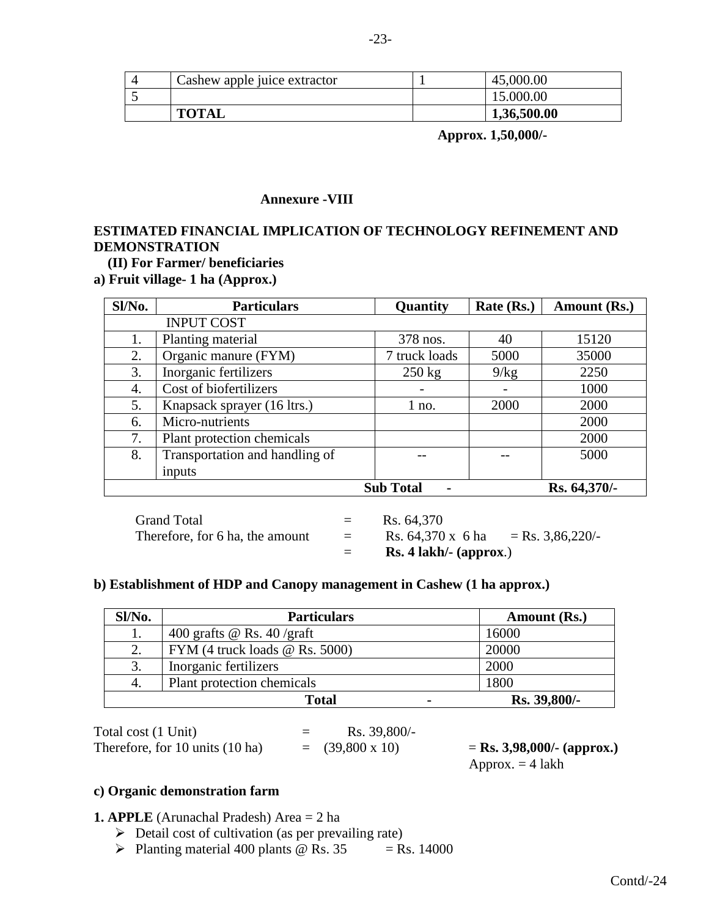| 4 | Cashew apple juice extractor | 1 | 45,000.00 |
|---|---|---|---|
| 5 | | | 15.000.00 |
| | **TOTAL** | | **1,36,500.00** |

**Approx. 1,50,000/-**

**Annexure -VIII**

**ESTIMATED FINANCIAL IMPLICATION OF TECHNOLOGY REFINEMENT AND DEMONSTRATION**

**(II) For Farmer/ beneficiaries**

**a) Fruit village- 1 ha (Approx.)**

| Sl/No. | Particulars | Quantity | Rate (Rs.) | Amount (Rs.) |
|---|---|---|---|---|
| | INPUT COST | | | |
| 1. | Planting material | 378 nos. | 40 | 15120 |
| 2. | Organic manure (FYM) | 7 truck loads | 5000 | 35000 |
| 3. | Inorganic fertilizers | 250 kg | 9/kg | 2250 |
| 4. | Cost of biofertilizers | - | - | 1000 |
| 5. | Knapsack sprayer (16 ltrs.) | 1 no. | 2000 | 2000 |
| 6. | Micro-nutrients | | | 2000 |
| 7. | Plant protection chemicals | | | 2000 |
| 8. | Transportation and handling of inputs | -- | -- | 5000 |
| | | **Sub Total** | **-** | **Rs. 64,370/-** |

Grand Total = Rs. 64,370

Therefore, for 6 ha, the amount = Rs. 64,370 x 6 ha = Rs. 3,86,220/-

= **Rs. 4 lakh/- (approx**.)

**b) Establishment of HDP and Canopy management in Cashew (1 ha approx.)**

| Sl/No. | Particulars | Amount (Rs.) |
|---|---|---|
| 1. | 400 grafts @ Rs. 40 /graft | 16000 |
| 2. | FYM (4 truck loads @ Rs. 5000) | 20000 |
| 3. | Inorganic fertilizers | 2000 |
| 4. | Plant protection chemicals | 1800 |
| | **Total** - | **Rs. 39,800/-** |

Total cost (1 Unit) = Rs. 39,800/-

Therefore, for 10 units (10 ha) = (39,800 x 10) = **Rs. 3,98,000/- (approx.)**

Approx. = 4 lakh

**c) Organic demonstration farm**

**1. APPLE** (Arunachal Pradesh) Area = 2 ha

- Detail cost of cultivation (as per prevailing rate)
- Planting material 400 plants @ Rs. 35 = Rs. 14000

Contd/-24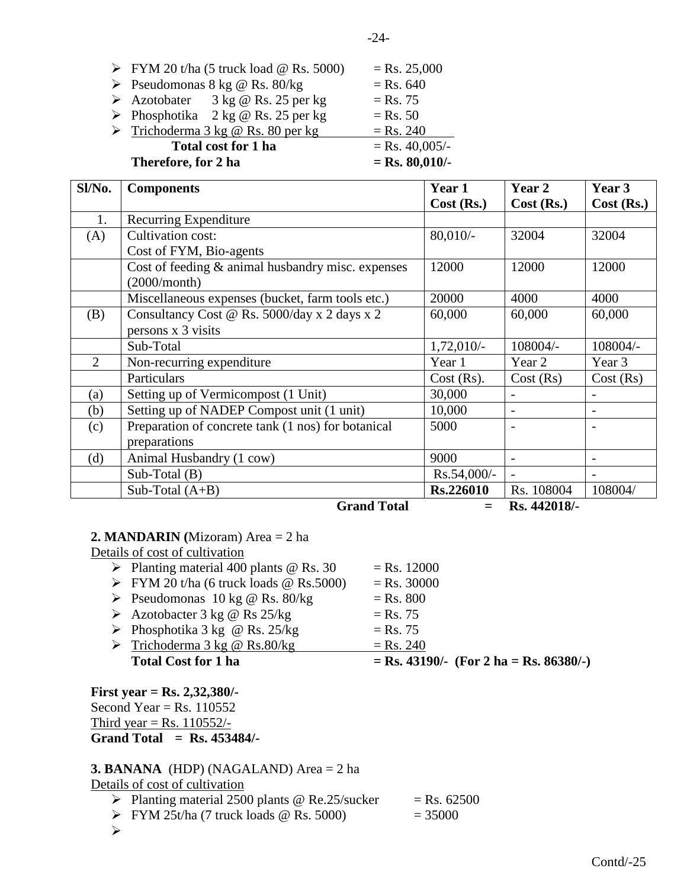- FYM 20 t/ha (5 truck load @ Rs. 5000) = Rs. 25,000
- Pseudomonas 8 kg @ Rs. 80/kg = Rs. 640
- Azotobater 3 kg @ Rs. 25 per kg = Rs. 75
- Phosphotika 2 kg @ Rs. 25 per kg = Rs. 50
- Trichoderma 3 kg @ Rs. 80 per kg = Rs. 240

**Total cost for 1 ha = Rs. 40,005/-**

**Therefore, for 2 ha = Rs. 80,010/-**

| Sl/No. | Components | Year 1 Cost (Rs.) | Year 2 Cost (Rs.) | Year 3 Cost (Rs.) |
|---|---|---|---|---|
| 1. | Recurring Expenditure | | | |
| (A) | Cultivation cost: Cost of FYM, Bio-agents | 80,010/- | 32004 | 32004 |
| | Cost of feeding & animal husbandry misc. expenses (2000/month) | 12000 | 12000 | 12000 |
| | Miscellaneous expenses (bucket, farm tools etc.) | 20000 | 4000 | 4000 |
| (B) | Consultancy Cost @ Rs. 5000/day x 2 days x 2 persons x 3 visits | 60,000 | 60,000 | 60,000 |
| | Sub-Total | 1,72,010/- | 108004/- | 108004/- |
| 2 | Non-recurring expenditure | Year 1 | Year 2 | Year 3 |
| | Particulars | Cost (Rs). | Cost (Rs) | Cost (Rs) |
| (a) | Setting up of Vermicompost (1 Unit) | 30,000 | - | - |
| (b) | Setting up of NADEP Compost unit (1 unit) | 10,000 | - | - |
| (c) | Preparation of concrete tank (1 nos) for botanical preparations | 5000 | - | - |
| (d) | Animal Husbandry (1 cow) | 9000 | - | - |
| | Sub-Total (B) | Rs.54,000/- | - | - |
| | Sub-Total (A+B) | **Rs.226010** | Rs. 108004 | 108004/ |

**Grand Total = Rs. 442018/-**

**2. MANDARIN (**Mizoram) Area = 2 ha

Details of cost of cultivation

- Planting material 400 plants @ Rs. 30 = Rs. 12000
- FYM 20 t/ha (6 truck loads @ Rs.5000) = Rs. 30000
- Pseudomonas 10 kg @ Rs. 80/kg = Rs. 800
- Azotobacter 3 kg @ Rs 25/kg = Rs. 75
- Phosphotika 3 kg @ Rs. 25/kg = Rs. 75
- Trichoderma 3 kg @ Rs.80/kg = Rs. 240

**Total Cost for 1 ha = Rs. 43190/- (For 2 ha = Rs. 86380/-)**

**First year = Rs. 2,32,380/-**
Second Year = Rs. 110552
Third year = Rs. 110552/-
**Grand Total = Rs. 453484/-**

**3. BANANA** (HDP) (NAGALAND) Area = 2 ha

Details of cost of cultivation

- Planting material 2500 plants @ Re.25/sucker = Rs. 62500
- FYM 25t/ha (7 truck loads @ Rs. 5000) = 35000
- 

Contd/-25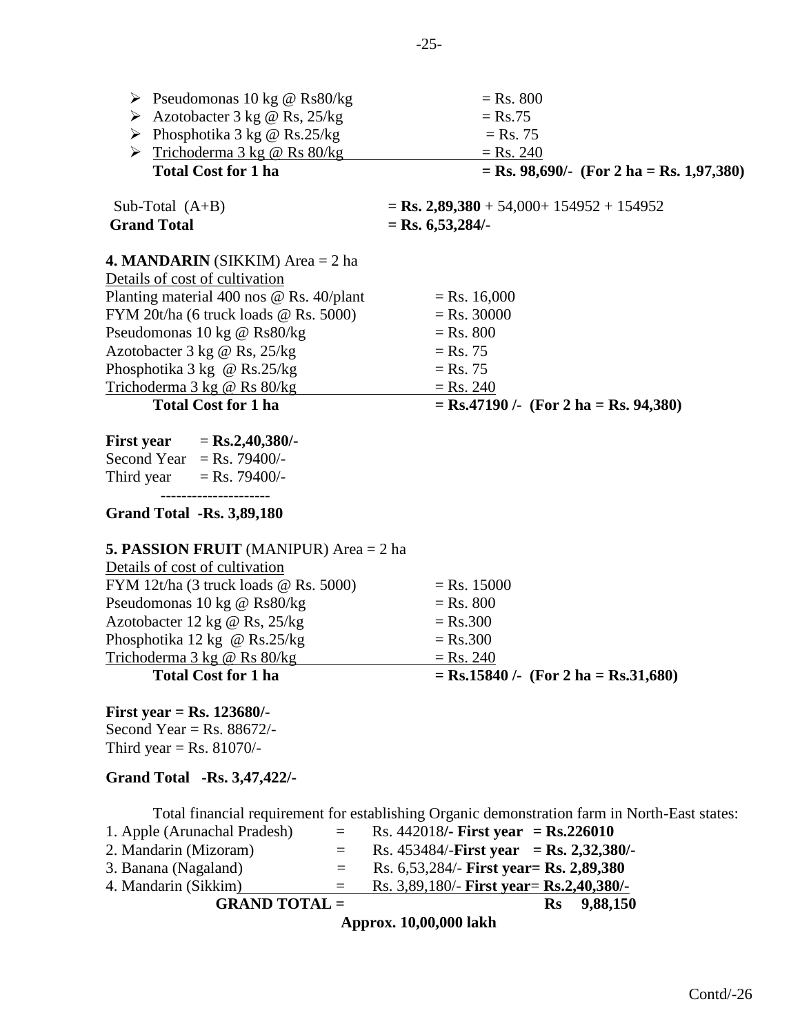- Pseudomonas 10 kg @ Rs80/kg = Rs. 800
- Azotobacter 3 kg @ Rs, 25/kg = Rs.75
- Phosphotika 3 kg @ Rs.25/kg = Rs. 75
- Trichoderma 3 kg @ Rs 80/kg = Rs. 240

**Total Cost for 1 ha = Rs. 98,690/- (For 2 ha = Rs. 1,97,380)**

Sub-Total (A+B) = **Rs. 2,89,380** + 54,000+ 154952 + 154952

**Grand Total = Rs. 6,53,284/-**

**4. MANDARIN** (SIKKIM) Area = 2 ha

Details of cost of cultivation

| | |
|---|---|
| Planting material 400 nos @ Rs. 40/plant | = Rs. 16,000 |
| FYM 20t/ha (6 truck loads @ Rs. 5000) | = Rs. 30000 |
| Pseudomonas 10 kg @ Rs80/kg | = Rs. 800 |
| Azotobacter 3 kg @ Rs, 25/kg | = Rs. 75 |
| Phosphotika 3 kg @ Rs.25/kg | = Rs. 75 |
| Trichoderma 3 kg @ Rs 80/kg | = Rs. 240 |
| **Total Cost for 1 ha** | **= Rs.47190 /- (For 2 ha = Rs. 94,380)** |

**First year = Rs.2,40,380/-**
Second Year = Rs. 79400/-
Third year = Rs. 79400/-

---------------------

**Grand Total -Rs. 3,89,180**

**5. PASSION FRUIT** (MANIPUR) Area = 2 ha

Details of cost of cultivation

| | |
|---|---|
| FYM 12t/ha (3 truck loads @ Rs. 5000) | = Rs. 15000 |
| Pseudomonas 10 kg @ Rs80/kg | = Rs. 800 |
| Azotobacter 12 kg @ Rs, 25/kg | = Rs.300 |
| Phosphotika 12 kg @ Rs.25/kg | = Rs.300 |
| Trichoderma 3 kg @ Rs 80/kg | = Rs. 240 |
| **Total Cost for 1 ha** | **= Rs.15840 /- (For 2 ha = Rs.31,680)** |

**First year = Rs. 123680/-**
Second Year = Rs. 88672/-
Third year = Rs. 81070/-

**Grand Total -Rs. 3,47,422/-**

Total financial requirement for establishing Organic demonstration farm in North-East states:

| | | |
|---|---|---|
| 1. Apple (Arunachal Pradesh) | = | Rs. 442018/- **First year = Rs.226010** |
| 2. Mandarin (Mizoram) | = | Rs. 453484/-**First year = Rs. 2,32,380/-** |
| 3. Banana (Nagaland) | = | Rs. 6,53,284/- **First year= Rs. 2,89,380** |
| 4. Mandarin (Sikkim) | = | Rs. 3,89,180/- **First year= Rs.2,40,380/-** |
| **GRAND TOTAL =** | | **Rs 9,88,150** |

**Approx. 10,00,000 lakh**

Contd/-26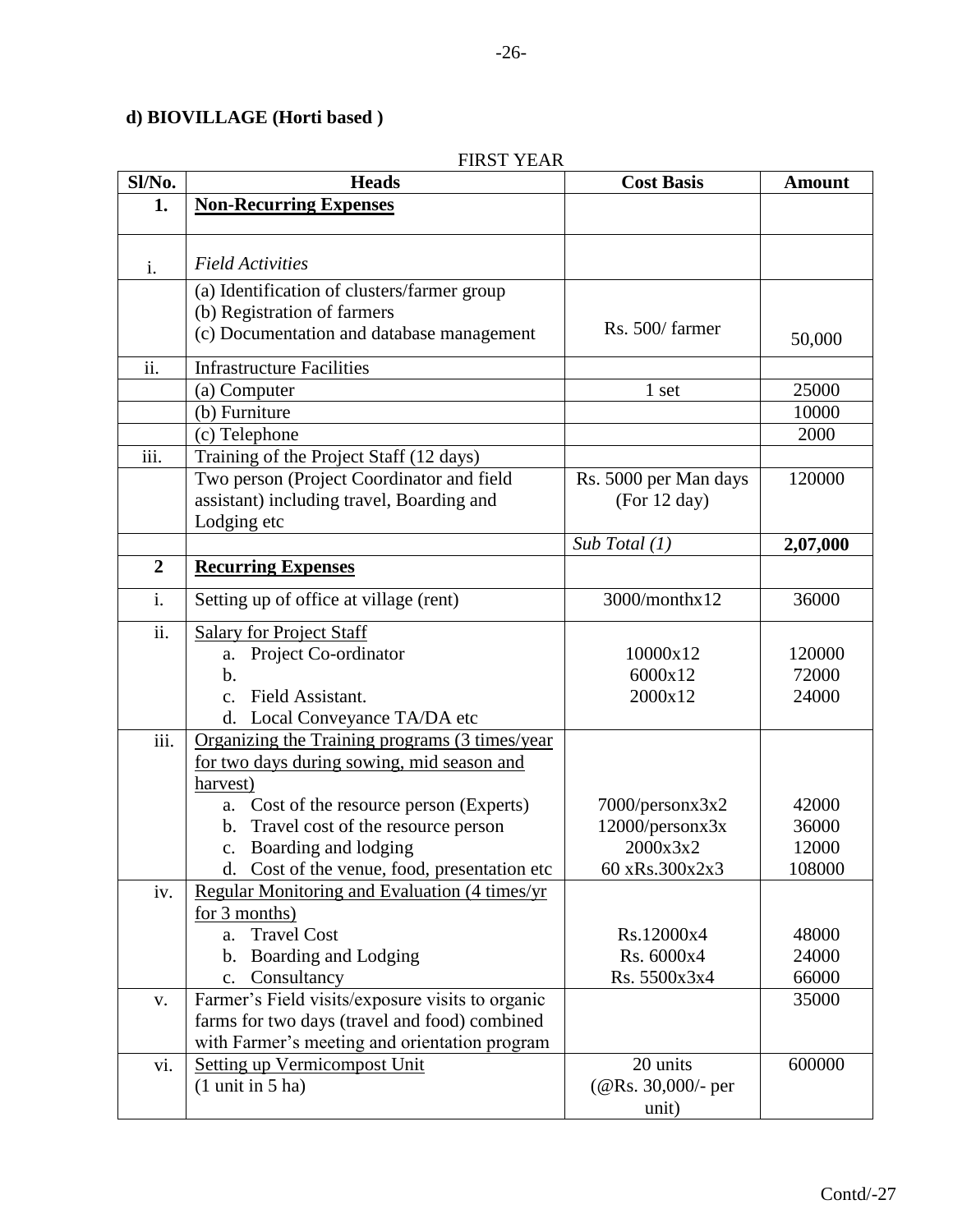**d) BIOVILLAGE (Horti based )**

FIRST YEAR

| Sl/No. | Heads | Cost Basis | Amount |
|---|---|---|---|
| **1.** | **Non-Recurring Expenses** | | |
| i. | *Field Activities* | | |
| | (a) Identification of clusters/farmer group<br>(b) Registration of farmers<br>(c) Documentation and database management | Rs. 500/ farmer | 50,000 |
| ii. | Infrastructure Facilities | | |
| | (a) Computer | 1 set | 25000 |
| | (b) Furniture | | 10000 |
| | (c) Telephone | | 2000 |
| iii. | Training of the Project Staff (12 days) | | |
| | Two person (Project Coordinator and field assistant) including travel, Boarding and Lodging etc | Rs. 5000 per Man days (For 12 day) | 120000 |
| | | *Sub Total (1)* | **2,07,000** |
| **2** | **Recurring Expenses** | | |
| i. | Setting up of office at village (rent) | 3000/monthx12 | 36000 |
| ii. | Salary for Project Staff<br>a. Project Co-ordinator<br>b.<br>c. Field Assistant.<br>d. Local Conveyance TA/DA etc | <br>10000x12<br>6000x12<br>2000x12 | <br>120000<br>72000<br>24000 |
| iii. | Organizing the Training programs (3 times/year for two days during sowing, mid season and harvest)<br>a. Cost of the resource person (Experts)<br>b. Travel cost of the resource person<br>c. Boarding and lodging<br>d. Cost of the venue, food, presentation etc | <br>7000/personx3x2<br>12000/personx3x<br>2000x3x2<br>60 xRs.300x2x3 | <br>42000<br>36000<br>12000<br>108000 |
| iv. | Regular Monitoring and Evaluation (4 times/yr for 3 months)<br>a. Travel Cost<br>b. Boarding and Lodging<br>c. Consultancy | <br>Rs.12000x4<br>Rs. 6000x4<br>Rs. 5500x3x4 | <br>48000<br>24000<br>66000 |
| v. | Farmer's Field visits/exposure visits to organic farms for two days (travel and food) combined with Farmer's meeting and orientation program | | 35000 |
| vi. | Setting up Vermicompost Unit<br>(1 unit in 5 ha) | 20 units<br>(@Rs. 30,000/- per unit) | 600000 |

Contd/-27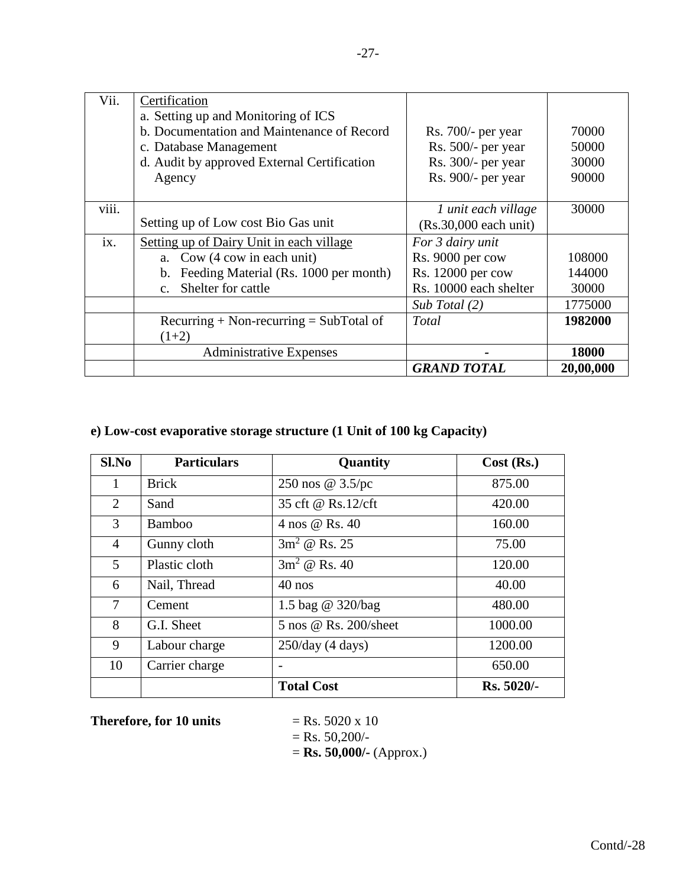| Vii. | Certification<br>a. Setting up and Monitoring of ICS<br>b. Documentation and Maintenance of Record<br>c. Database Management<br>d. Audit by approved External Certification Agency | <br><br>Rs. 700/- per year<br>Rs. 500/- per year<br>Rs. 300/- per year<br>Rs. 900/- per year | <br><br>70000<br>50000<br>30000<br>90000 |
|---|---|---|---|
| viii. | Setting up of Low cost Bio Gas unit | *1 unit each village*<br>(Rs.30,000 each unit) | 30000 |
| ix. | Setting up of Dairy Unit in each village<br>a. Cow (4 cow in each unit)<br>b. Feeding Material (Rs. 1000 per month)<br>c. Shelter for cattle | *For 3 dairy unit*<br>Rs. 9000 per cow<br>Rs. 12000 per cow<br>Rs. 10000 each shelter | <br>108000<br>144000<br>30000 |
| | | *Sub Total (2)* | 1775000 |
| | Recurring + Non-recurring = SubTotal of (1+2) | *Total* | **1982000** |
| | Administrative Expenses | - | **18000** |
| | | ***GRAND TOTAL*** | **20,00,000** |

**e) Low-cost evaporative storage structure (1 Unit of 100 kg Capacity)**

| Sl.No | Particulars | Quantity | Cost (Rs.) |
|---|---|---|---|
| 1 | Brick | 250 nos @ 3.5/pc | 875.00 |
| 2 | Sand | 35 cft @ Rs.12/cft | 420.00 |
| 3 | Bamboo | 4 nos @ Rs. 40 | 160.00 |
| 4 | Gunny cloth | $3m^2$ @ Rs. 25 | 75.00 |
| 5 | Plastic cloth | $3m^2$ @ Rs. 40 | 120.00 |
| 6 | Nail, Thread | 40 nos | 40.00 |
| 7 | Cement | 1.5 bag @ 320/bag | 480.00 |
| 8 | G.I. Sheet | 5 nos @ Rs. 200/sheet | 1000.00 |
| 9 | Labour charge | 250/day (4 days) | 1200.00 |
| 10 | Carrier charge | - | 650.00 |
| | | **Total Cost** | **Rs. 5020/-** |

**Therefore, for 10 units** = Rs. 5020 x 10
= Rs. 50,200/-
= **Rs. 50,000/-** (Approx.)

Contd/-28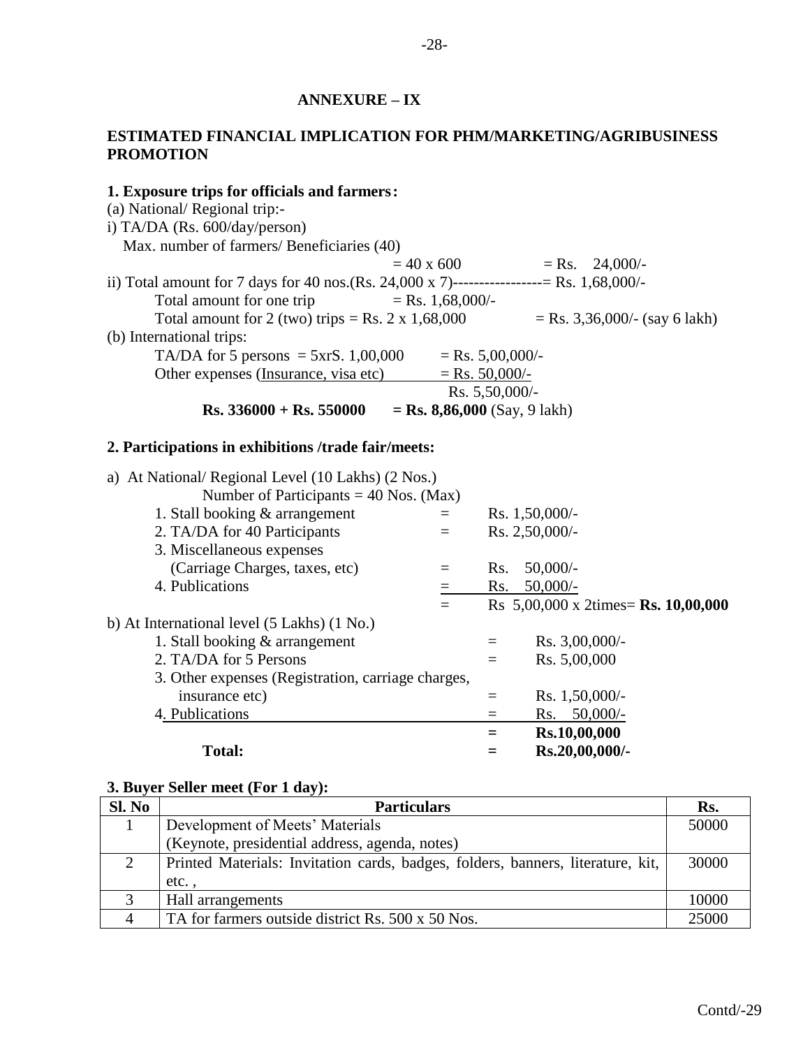**ANNEXURE – IX**

**ESTIMATED FINANCIAL IMPLICATION FOR PHM/MARKETING/AGRIBUSINESS PROMOTION**

**1. Exposure trips for officials and farmers:**

(a) National/ Regional trip:-

i) TA/DA (Rs. 600/day/person)

Max. number of farmers/ Beneficiaries (40)

= 40 x 600 = Rs. 24,000/-

ii) Total amount for 7 days for 40 nos.(Rs. 24,000 x 7)-----------------= Rs. 1,68,000/-

Total amount for one trip = Rs. 1,68,000/-

Total amount for 2 (two) trips = Rs. 2 x 1,68,000 = Rs. 3,36,000/- (say 6 lakh)

(b) International trips:

TA/DA for 5 persons = 5xrS. 1,00,000 = Rs. 5,00,000/-

Other expenses (Insurance, visa etc) = Rs. 50,000/-

Rs. 5,50,000/-

**Rs. 336000 + Rs. 550000 = Rs. 8,86,000** (Say, 9 lakh)

**2. Participations in exhibitions /trade fair/meets:**

a) At National/ Regional Level (10 Lakhs) (2 Nos.)

Number of Participants = 40 Nos. (Max)

| | | |
|---|---|---|
| 1. Stall booking & arrangement | = | Rs. 1,50,000/- |
| 2. TA/DA for 40 Participants | = | Rs. 2,50,000/- |
| 3. Miscellaneous expenses (Carriage Charges, taxes, etc) | = | Rs. 50,000/- |
| 4. Publications | = | Rs. 50,000/- |
| | = | Rs 5,00,000 x 2times= **Rs. 10,00,000** |

b) At International level (5 Lakhs) (1 No.)

| | | |
|---|---|---|
| 1. Stall booking & arrangement | = | Rs. 3,00,000/- |
| 2. TA/DA for 5 Persons | = | Rs. 5,00,000 |
| 3. Other expenses (Registration, carriage charges, insurance etc) | = | Rs. 1,50,000/- |
| 4. Publications | = | Rs. 50,000/- |
| | **=** | **Rs.10,00,000** |
| **Total:** | **=** | **Rs.20,00,000/-** |

**3. Buyer Seller meet (For 1 day):**

| Sl. No | Particulars | Rs. |
|---|---|---|
| 1 | Development of Meets' Materials (Keynote, presidential address, agenda, notes) | 50000 |
| 2 | Printed Materials: Invitation cards, badges, folders, banners, literature, kit, etc. , | 30000 |
| 3 | Hall arrangements | 10000 |
| 4 | TA for farmers outside district Rs. 500 x 50 Nos. | 25000 |

Contd/-29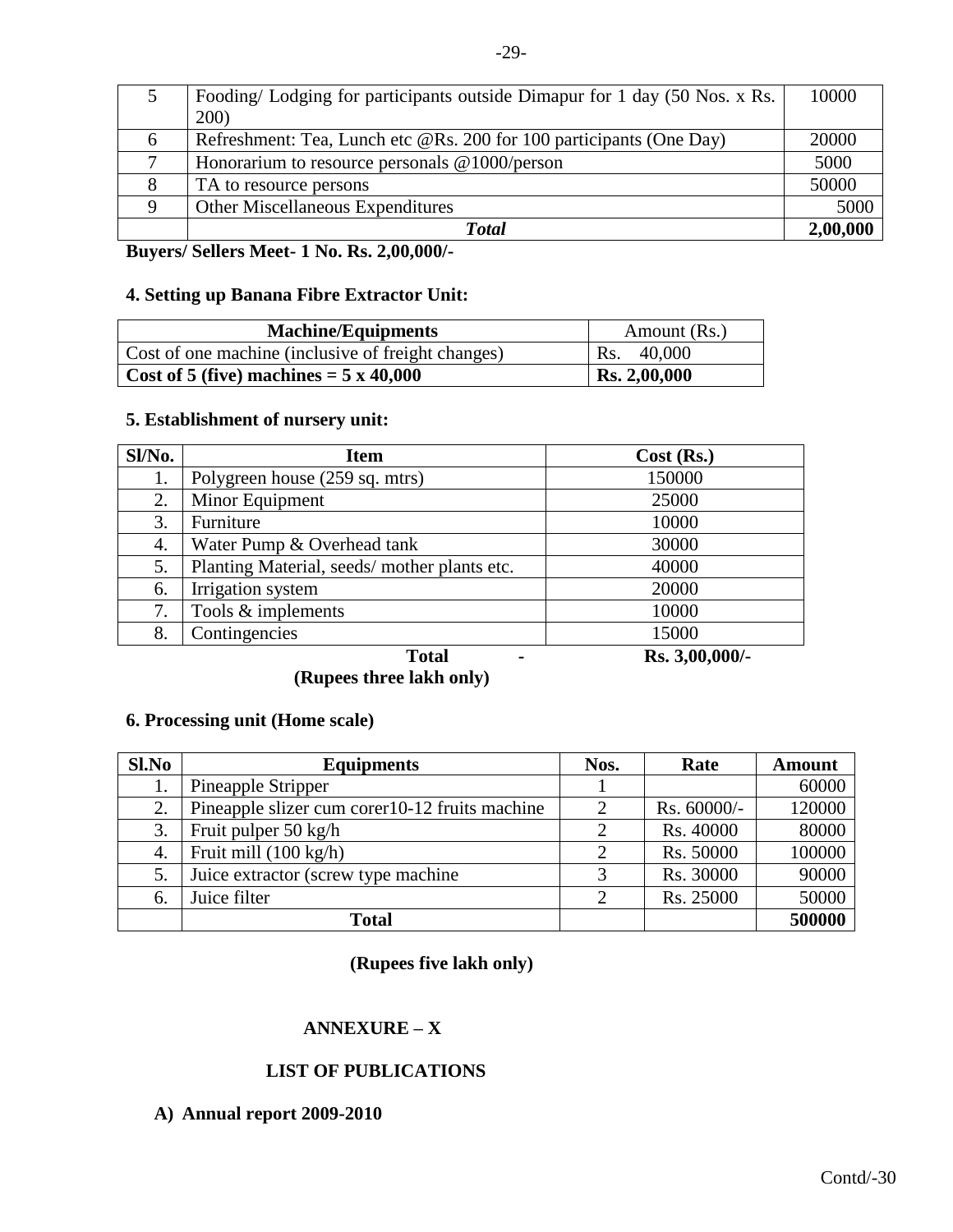| 5 | Fooding/ Lodging for participants outside Dimapur for 1 day (50 Nos. x Rs. 200) | 10000 |
|---|---|---|
| 6 | Refreshment: Tea, Lunch etc @Rs. 200 for 100 participants (One Day) | 20000 |
| 7 | Honorarium to resource personals @1000/person | 5000 |
| 8 | TA to resource persons | 50000 |
| 9 | Other Miscellaneous Expenditures | 5000 |
| | ***Total*** | **2,00,000** |

**Buyers/ Sellers Meet- 1 No. Rs. 2,00,000/-**

**4. Setting up Banana Fibre Extractor Unit:**

| Machine/Equipments | Amount (Rs.) |
|---|---|
| Cost of one machine (inclusive of freight changes) | Rs. 40,000 |
| **Cost of 5 (five) machines = 5 x 40,000** | **Rs. 2,00,000** |

**5. Establishment of nursery unit:**

| Sl/No. | Item | Cost (Rs.) |
|---|---|---|
| 1. | Polygreen house (259 sq. mtrs) | 150000 |
| 2. | Minor Equipment | 25000 |
| 3. | Furniture | 10000 |
| 4. | Water Pump & Overhead tank | 30000 |
| 5. | Planting Material, seeds/ mother plants etc. | 40000 |
| 6. | Irrigation system | 20000 |
| 7. | Tools & implements | 10000 |
| 8. | Contingencies | 15000 |
| | **Total -** | **Rs. 3,00,000/-** |

**(Rupees three lakh only)**

**6. Processing unit (Home scale)**

| Sl.No | Equipments | Nos. | Rate | Amount |
|---|---|---|---|---|
| 1. | Pineapple Stripper | 1 | | 60000 |
| 2. | Pineapple slizer cum corer10-12 fruits machine | 2 | Rs. 60000/- | 120000 |
| 3. | Fruit pulper 50 kg/h | 2 | Rs. 40000 | 80000 |
| 4. | Fruit mill (100 kg/h) | 2 | Rs. 50000 | 100000 |
| 5. | Juice extractor (screw type machine | 3 | Rs. 30000 | 90000 |
| 6. | Juice filter | 2 | Rs. 25000 | 50000 |
| | **Total** | | | **500000** |

**(Rupees five lakh only)**

## ANNEXURE – X

## LIST OF PUBLICATIONS

**A) Annual report 2009-2010**

Contd/-30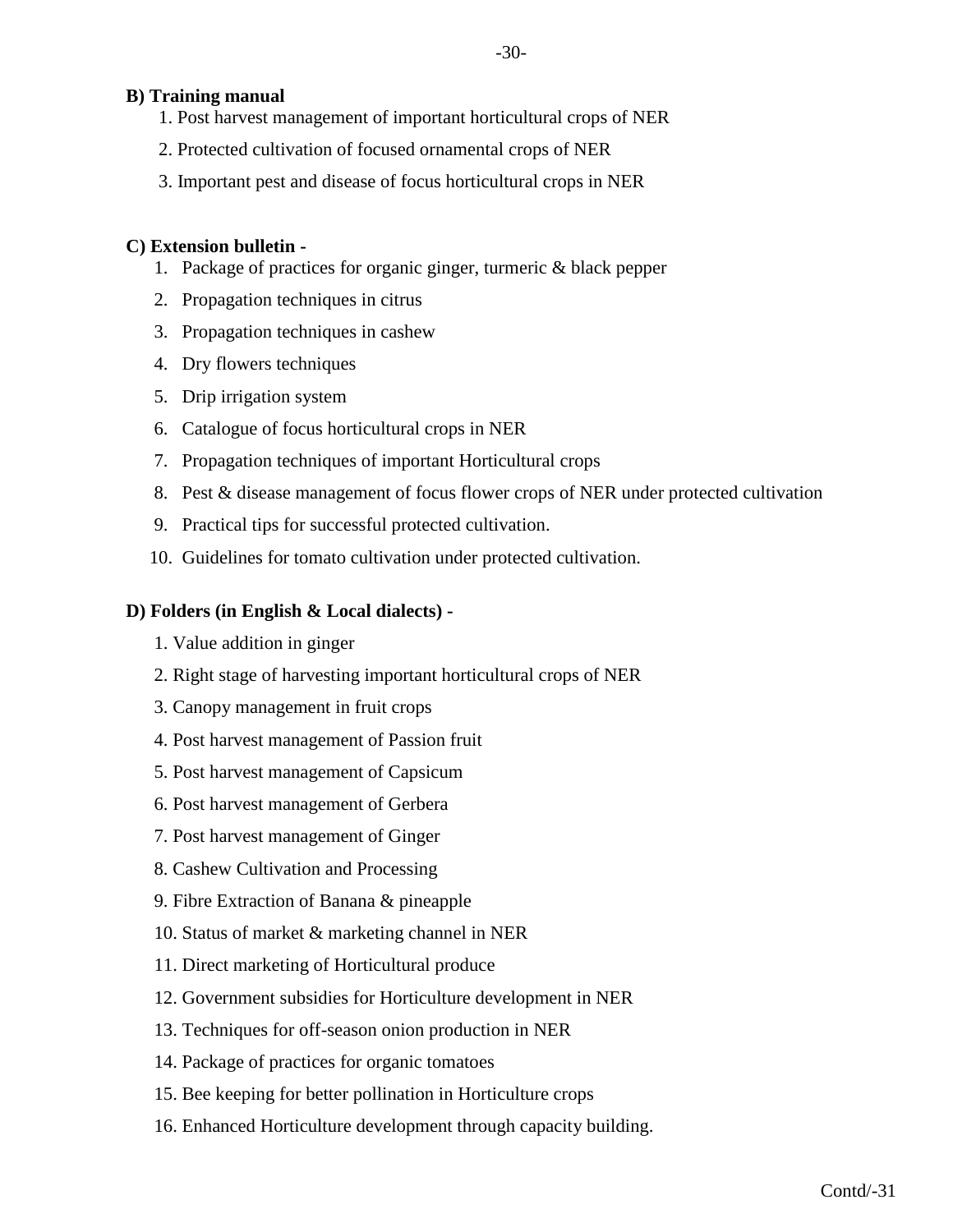**B) Training manual**

1. Post harvest management of important horticultural crops of NER
2. Protected cultivation of focused ornamental crops of NER
3. Important pest and disease of focus horticultural crops in NER

**C) Extension bulletin -**

1. Package of practices for organic ginger, turmeric & black pepper
2. Propagation techniques in citrus
3. Propagation techniques in cashew
4. Dry flowers techniques
5. Drip irrigation system
6. Catalogue of focus horticultural crops in NER
7. Propagation techniques of important Horticultural crops
8. Pest & disease management of focus flower crops of NER under protected cultivation
9. Practical tips for successful protected cultivation.
10. Guidelines for tomato cultivation under protected cultivation.

**D) Folders (in English & Local dialects) -**

1. Value addition in ginger
2. Right stage of harvesting important horticultural crops of NER
3. Canopy management in fruit crops
4. Post harvest management of Passion fruit
5. Post harvest management of Capsicum
6. Post harvest management of Gerbera
7. Post harvest management of Ginger
8. Cashew Cultivation and Processing
9. Fibre Extraction of Banana & pineapple
10. Status of market & marketing channel in NER
11. Direct marketing of Horticultural produce
12. Government subsidies for Horticulture development in NER
13. Techniques for off-season onion production in NER
14. Package of practices for organic tomatoes
15. Bee keeping for better pollination in Horticulture crops
16. Enhanced Horticulture development through capacity building.

Contd/-31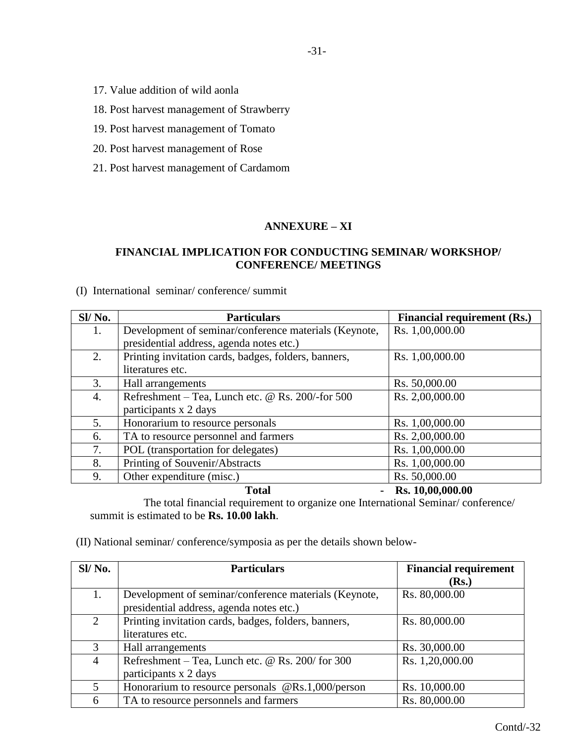17. Value addition of wild aonla
18. Post harvest management of Strawberry
19. Post harvest management of Tomato
20. Post harvest management of Rose
21. Post harvest management of Cardamom

## ANNEXURE – XI

### FINANCIAL IMPLICATION FOR CONDUCTING SEMINAR/ WORKSHOP/ CONFERENCE/ MEETINGS

(I) International seminar/ conference/ summit

| Sl/ No. | Particulars | Financial requirement (Rs.) |
|---|---|---|
| 1. | Development of seminar/conference materials (Keynote, presidential address, agenda notes etc.) | Rs. 1,00,000.00 |
| 2. | Printing invitation cards, badges, folders, banners, literatures etc. | Rs. 1,00,000.00 |
| 3. | Hall arrangements | Rs. 50,000.00 |
| 4. | Refreshment – Tea, Lunch etc. @ Rs. 200/-for 500 participants x 2 days | Rs. 2,00,000.00 |
| 5. | Honorarium to resource personals | Rs. 1,00,000.00 |
| 6. | TA to resource personnel and farmers | Rs. 2,00,000.00 |
| 7. | POL (transportation for delegates) | Rs. 1,00,000.00 |
| 8. | Printing of Souvenir/Abstracts | Rs. 1,00,000.00 |
| 9. | Other expenditure (misc.) | Rs. 50,000.00 |
| | **Total** - | **Rs. 10,00,000.00** |

The total financial requirement to organize one International Seminar/ conference/ summit is estimated to be **Rs. 10.00 lakh**.

(II) National seminar/ conference/symposia as per the details shown below-

| Sl/ No. | Particulars | Financial requirement (Rs.) |
|---|---|---|
| 1. | Development of seminar/conference materials (Keynote, presidential address, agenda notes etc.) | Rs. 80,000.00 |
| 2 | Printing invitation cards, badges, folders, banners, literatures etc. | Rs. 80,000.00 |
| 3 | Hall arrangements | Rs. 30,000.00 |
| 4 | Refreshment – Tea, Lunch etc. @ Rs. 200/ for 300 participants x 2 days | Rs. 1,20,000.00 |
| 5 | Honorarium to resource personals @Rs.1,000/person | Rs. 10,000.00 |
| 6 | TA to resource personnels and farmers | Rs. 80,000.00 |

Contd/-32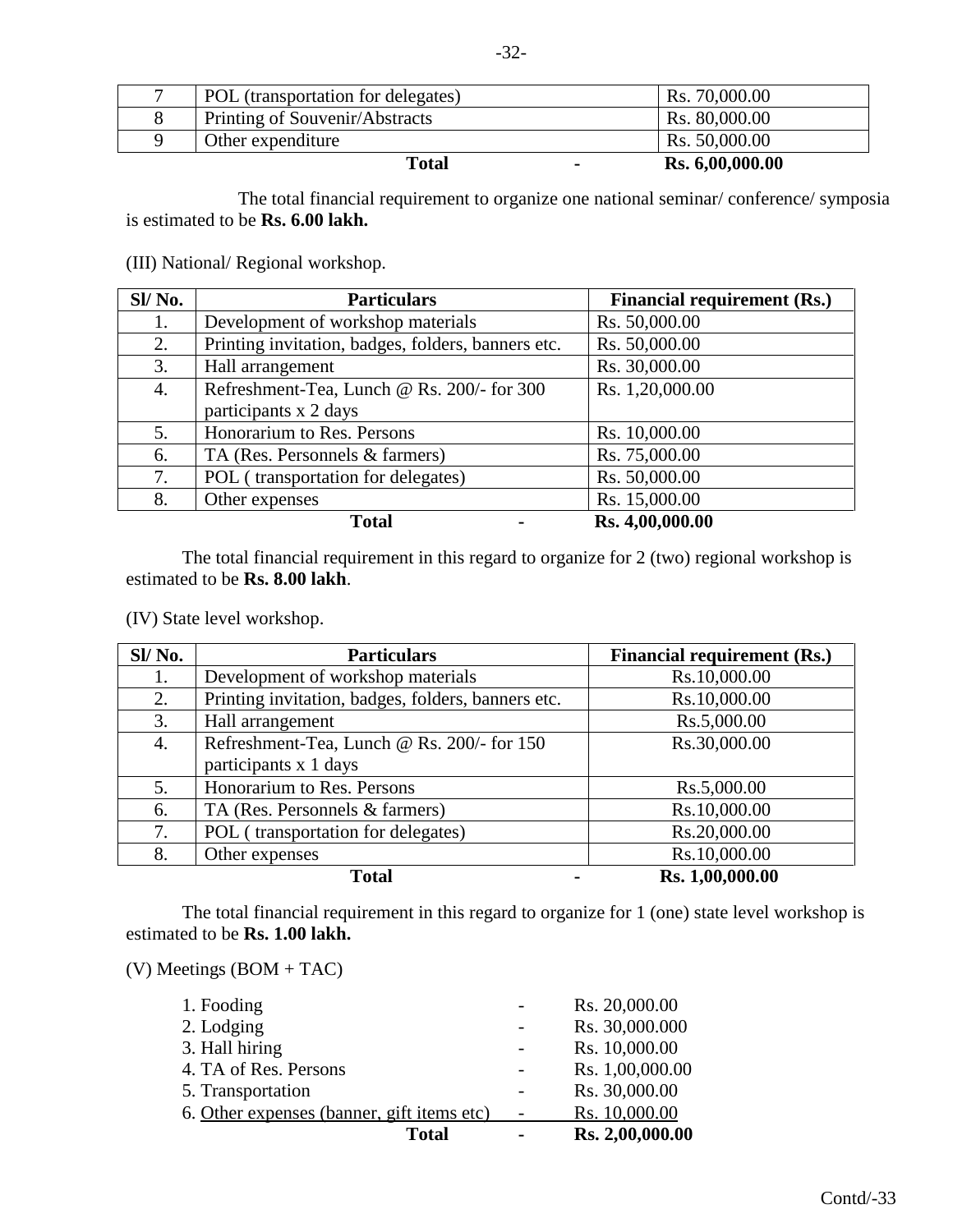| 7 | POL (transportation for delegates) | Rs. 70,000.00 |
|---|---|---|
| 8 | Printing of Souvenir/Abstracts | Rs. 80,000.00 |
| 9 | Other expenditure | Rs. 50,000.00 |
| | **Total** - | **Rs. 6,00,000.00** |

The total financial requirement to organize one national seminar/ conference/ symposia is estimated to be **Rs. 6.00 lakh.**

(III) National/ Regional workshop.

| Sl/ No. | Particulars | Financial requirement (Rs.) |
|---|---|---|
| 1. | Development of workshop materials | Rs. 50,000.00 |
| 2. | Printing invitation, badges, folders, banners etc. | Rs. 50,000.00 |
| 3. | Hall arrangement | Rs. 30,000.00 |
| 4. | Refreshment-Tea, Lunch @ Rs. 200/- for 300 participants x 2 days | Rs. 1,20,000.00 |
| 5. | Honorarium to Res. Persons | Rs. 10,000.00 |
| 6. | TA (Res. Personnels & farmers) | Rs. 75,000.00 |
| 7. | POL ( transportation for delegates) | Rs. 50,000.00 |
| 8. | Other expenses | Rs. 15,000.00 |
| | **Total** - | **Rs. 4,00,000.00** |

The total financial requirement in this regard to organize for 2 (two) regional workshop is estimated to be **Rs. 8.00 lakh**.

(IV) State level workshop.

| Sl/ No. | Particulars | Financial requirement (Rs.) |
|---|---|---|
| 1. | Development of workshop materials | Rs.10,000.00 |
| 2. | Printing invitation, badges, folders, banners etc. | Rs.10,000.00 |
| 3. | Hall arrangement | Rs.5,000.00 |
| 4. | Refreshment-Tea, Lunch @ Rs. 200/- for 150 participants x 1 days | Rs.30,000.00 |
| 5. | Honorarium to Res. Persons | Rs.5,000.00 |
| 6. | TA (Res. Personnels & farmers) | Rs.10,000.00 |
| 7. | POL ( transportation for delegates) | Rs.20,000.00 |
| 8. | Other expenses | Rs.10,000.00 |
| | **Total** - | **Rs. 1,00,000.00** |

The total financial requirement in this regard to organize for 1 (one) state level workshop is estimated to be **Rs. 1.00 lakh.**

(V) Meetings (BOM + TAC)

| | | |
|---|---|---|
| 1. Fooding | - | Rs. 20,000.00 |
| 2. Lodging | - | Rs. 30,000.000 |
| 3. Hall hiring | - | Rs. 10,000.00 |
| 4. TA of Res. Persons | - | Rs. 1,00,000.00 |
| 5. Transportation | - | Rs. 30,000.00 |
| 6. Other expenses (banner, gift items etc) | - | Rs. 10,000.00 |
| **Total** | **-** | **Rs. 2,00,000.00** |

Contd/-33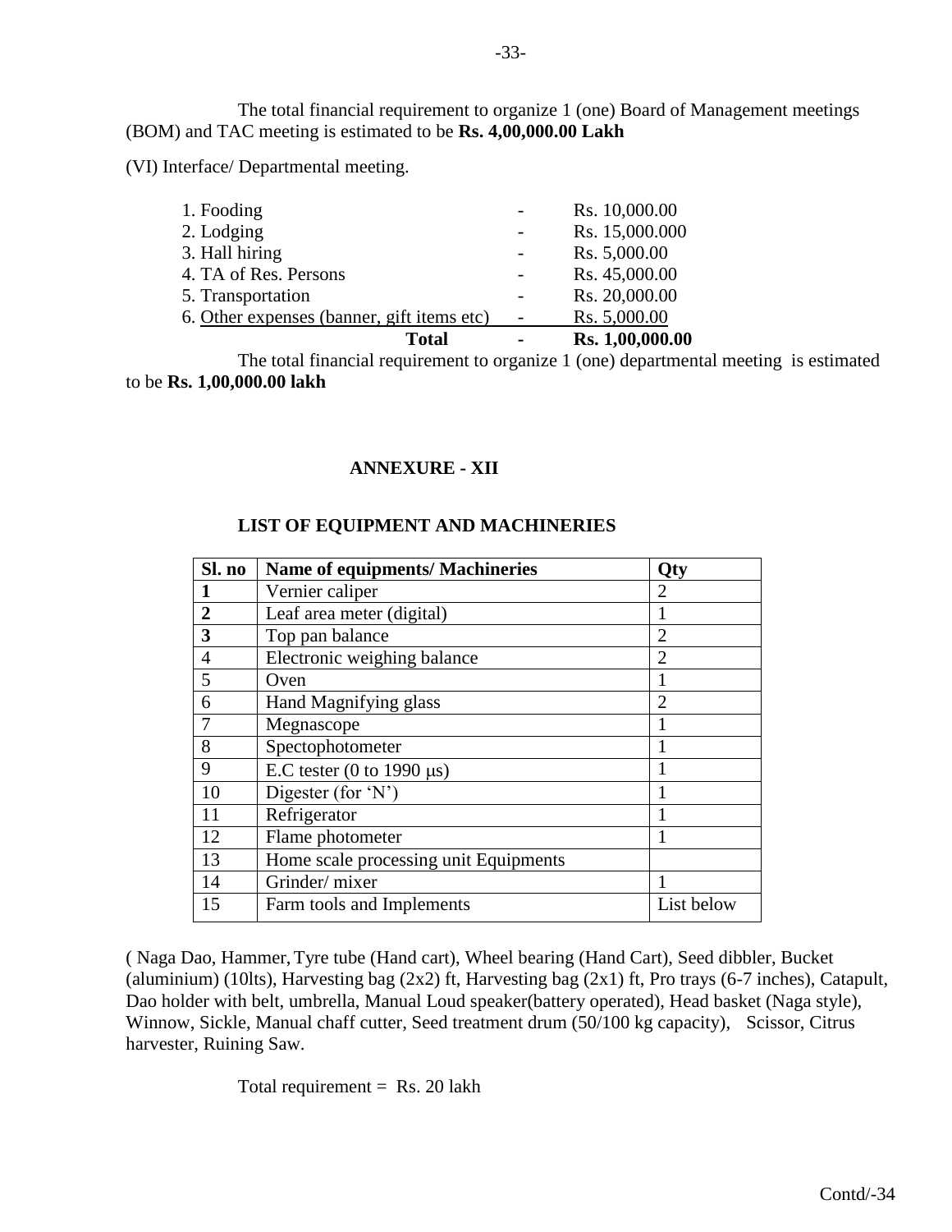The total financial requirement to organize 1 (one) Board of Management meetings (BOM) and TAC meeting is estimated to be **Rs. 4,00,000.00 Lakh**

(VI) Interface/ Departmental meeting.

| | | |
|---|---|---|
| 1. Fooding | - | Rs. 10,000.00 |
| 2. Lodging | - | Rs. 15,000.000 |
| 3. Hall hiring | - | Rs. 5,000.00 |
| 4. TA of Res. Persons | - | Rs. 45,000.00 |
| 5. Transportation | - | Rs. 20,000.00 |
| 6. Other expenses (banner, gift items etc) | - | Rs. 5,000.00 |
| **Total** | **-** | **Rs. 1,00,000.00** |

The total financial requirement to organize 1 (one) departmental meeting is estimated to be **Rs. 1,00,000.00 lakh**

## ANNEXURE - XII

### LIST OF EQUIPMENT AND MACHINERIES

| Sl. no | Name of equipments/ Machineries | Qty |
|---|---|---|
| **1** | Vernier caliper | 2 |
| **2** | Leaf area meter (digital) | 1 |
| **3** | Top pan balance | 2 |
| 4 | Electronic weighing balance | 2 |
| 5 | Oven | 1 |
| 6 | Hand Magnifying glass | 2 |
| 7 | Megnascope | 1 |
| 8 | Spectophotometer | 1 |
| 9 | E.C tester (0 to 1990 μs) | 1 |
| 10 | Digester (for 'N') | 1 |
| 11 | Refrigerator | 1 |
| 12 | Flame photometer | 1 |
| 13 | Home scale processing unit Equipments | |
| 14 | Grinder/ mixer | 1 |
| 15 | Farm tools and Implements | List below |

( Naga Dao, Hammer, Tyre tube (Hand cart), Wheel bearing (Hand Cart), Seed dibbler, Bucket (aluminium) (10lts), Harvesting bag (2x2) ft, Harvesting bag (2x1) ft, Pro trays (6-7 inches), Catapult, Dao holder with belt, umbrella, Manual Loud speaker(battery operated), Head basket (Naga style), Winnow, Sickle, Manual chaff cutter, Seed treatment drum (50/100 kg capacity), Scissor, Citrus harvester, Ruining Saw.

Total requirement = Rs. 20 lakh

Contd/-34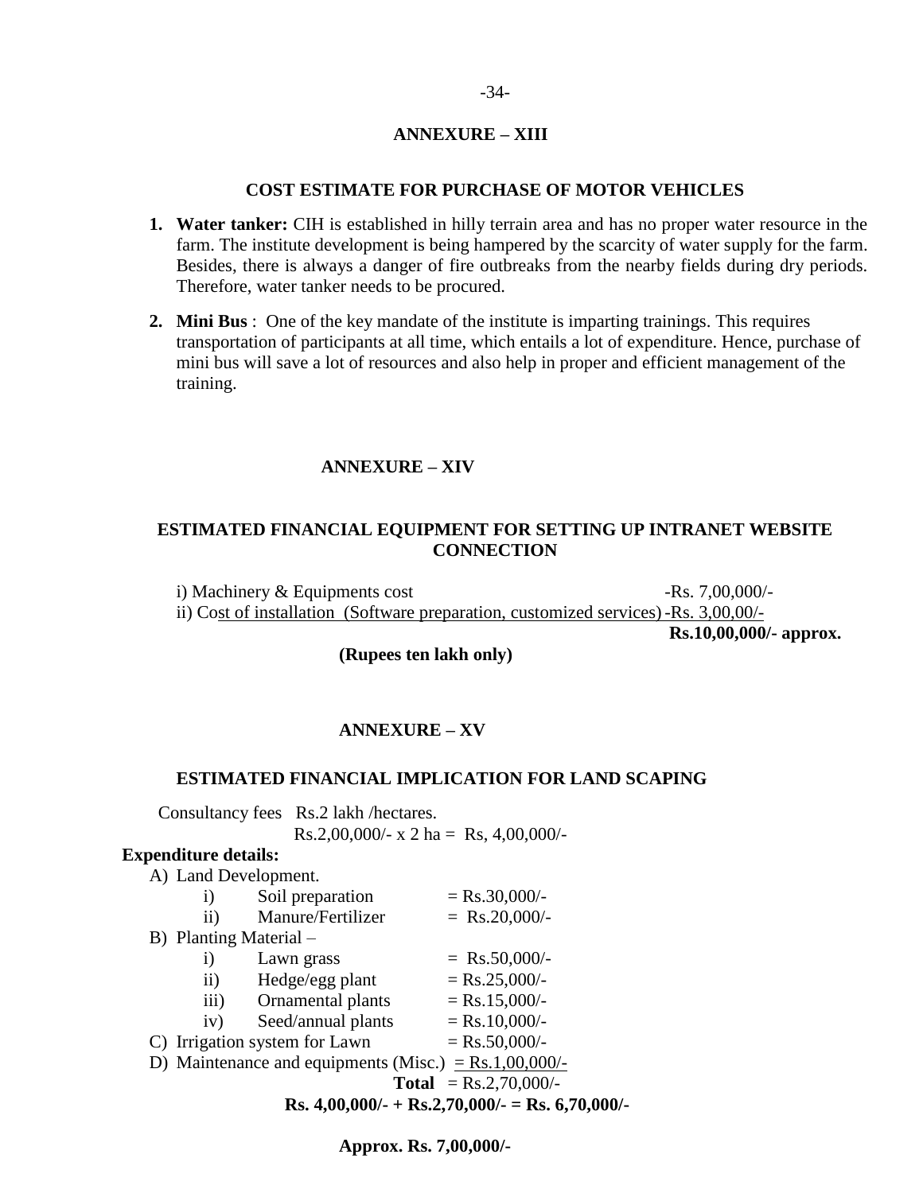## ANNEXURE – XIII

### COST ESTIMATE FOR PURCHASE OF MOTOR VEHICLES

1. **Water tanker:** CIH is established in hilly terrain area and has no proper water resource in the farm. The institute development is being hampered by the scarcity of water supply for the farm. Besides, there is always a danger of fire outbreaks from the nearby fields during dry periods. Therefore, water tanker needs to be procured.

2. **Mini Bus** : One of the key mandate of the institute is imparting trainings. This requires transportation of participants at all time, which entails a lot of expenditure. Hence, purchase of mini bus will save a lot of resources and also help in proper and efficient management of the training.

## ANNEXURE – XIV

### ESTIMATED FINANCIAL EQUIPMENT FOR SETTING UP INTRANET WEBSITE CONNECTION

i) Machinery & Equipments cost -Rs. 7,00,000/-

ii) Cost of installation (Software preparation, customized services) -Rs. 3,00,00/-

**Rs.10,00,000/- approx.**

**(Rupees ten lakh only)**

## ANNEXURE – XV

### ESTIMATED FINANCIAL IMPLICATION FOR LAND SCAPING

Consultancy fees Rs.2 lakh /hectares.

Rs.2,00,000/- x 2 ha = Rs, 4,00,000/-

**Expenditure details:**

A) Land Development.
  - i) Soil preparation = Rs.30,000/-
  - ii) Manure/Fertilizer = Rs.20,000/-

B) Planting Material –
  - i) Lawn grass = Rs.50,000/-
  - ii) Hedge/egg plant = Rs.25,000/-
  - iii) Ornamental plants = Rs.15,000/-
  - iv) Seed/annual plants = Rs.10,000/-

C) Irrigation system for Lawn = Rs.50,000/-

D) Maintenance and equipments (Misc.) = Rs.1,00,000/-

**Total** = Rs.2,70,000/-

**Rs. 4,00,000/- + Rs.2,70,000/- = Rs. 6,70,000/-**

**Approx. Rs. 7,00,000/-**